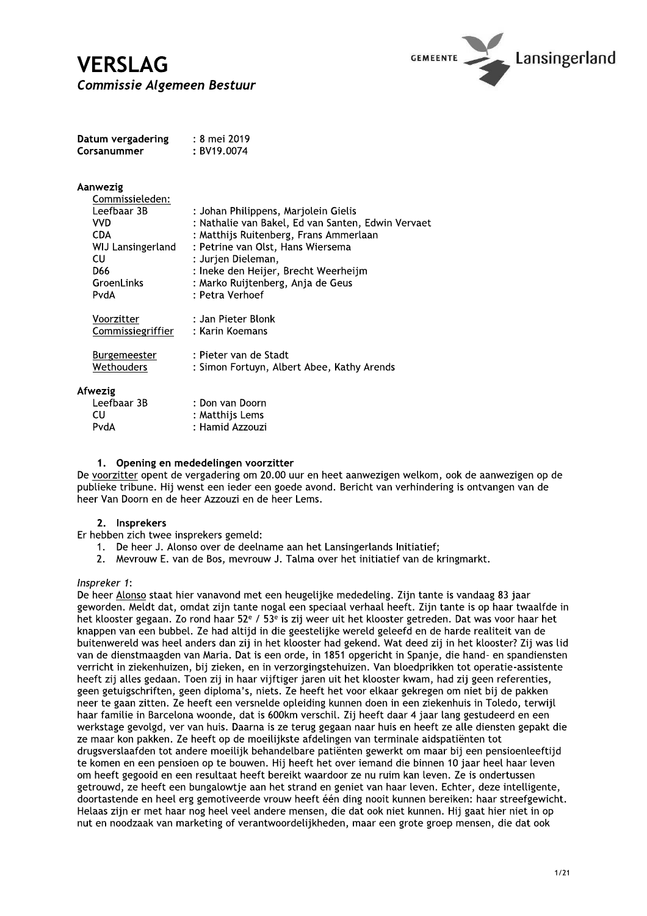# VERSLAG
***Commissie Algemeen Bestuur***

GEMEENTE Lansingerland

| | |
|---|---|
| **Datum vergadering** | : 8 mei 2019 |
| **Corsanummer** | : BV19.0074 |

**Aanwezig**

Commissieleden:

| | |
|---|---|
| Leefbaar 3B | : Johan Philippens, Marjolein Gielis |
| VVD | : Nathalie van Bakel, Ed van Santen, Edwin Vervaet |
| CDA | : Matthijs Ruitenberg, Frans Ammerlaan |
| WIJ Lansingerland | : Petrine van Olst, Hans Wiersema |
| CU | : Jurjen Dieleman, |
| D66 | : Ineke den Heijer, Brecht Weerheijm |
| GroenLinks | : Marko Ruijtenberg, Anja de Geus |
| PvdA | : Petra Verhoef |
| Voorzitter | : Jan Pieter Blonk |
| Commissiegriffier | : Karin Koemans |
| Burgemeester | : Pieter van de Stadt |
| Wethouders | : Simon Fortuyn, Albert Abee, Kathy Arends |

**Afwezig**

| | |
|---|---|
| Leefbaar 3B | : Don van Doorn |
| CU | : Matthijs Lems |
| PvdA | : Hamid Azzouzi |

### 1. Opening en mededelingen voorzitter

De voorzitter opent de vergadering om 20.00 uur en heet aanwezigen welkom, ook de aanwezigen op de publieke tribune. Hij wenst een ieder een goede avond. Bericht van verhindering is ontvangen van de heer Van Doorn en de heer Azzouzi en de heer Lems.

### 2. Insprekers

Er hebben zich twee insprekers gemeld:

1. De heer J. Alonso over de deelname aan het Lansingerlands Initiatief;
2. Mevrouw E. van de Bos, mevrouw J. Talma over het initiatief van de kringmarkt.

*Inspreker 1:*

De heer Alonso staat hier vanavond met een heugelijke mededeling. Zijn tante is vandaag 83 jaar geworden. Meldt dat, omdat zijn tante nogal een speciaal verhaal heeft. Zijn tante is op haar twaalfde in het klooster gegaan. Zo rond haar 52e / 53e is zij weer uit het klooster getreden. Dat was voor haar het knappen van een bubbel. Ze had altijd in die geestelijke wereld geleefd en de harde realiteit van de buitenwereld was heel anders dan zij in het klooster had gekend. Wat deed zij in het klooster? Zij was lid van de dienstmaagden van Maria. Dat is een orde, in 1851 opgericht in Spanje, die hand- en spandiensten verricht in ziekenhuizen, bij zieken, en in verzorgingstehuizen. Van bloedprikken tot operatie-assistente heeft zij alles gedaan. Toen zij in haar vijftiger jaren uit het klooster kwam, had zij geen referenties, geen getuigschriften, geen diploma's, niets. Ze heeft het voor elkaar gekregen om niet bij de pakken neer te gaan zitten. Ze heeft een versnelde opleiding kunnen doen in een ziekenhuis in Toledo, terwijl haar familie in Barcelona woonde, dat is 600km verschil. Zij heeft daar 4 jaar lang gestudeerd en een werkstage gevolgd, ver van huis. Daarna is ze terug gegaan naar huis en heeft ze alle diensten gepakt die ze maar kon pakken. Ze heeft op de moeilijkste afdelingen van terminale aidspatiënten tot drugsverslaafden tot andere moeilijk behandelbare patiënten gewerkt om maar bij een pensioenleeftijd te komen en een pensioen op te bouwen. Hij heeft het over iemand die binnen 10 jaar heel haar leven om heeft gegooid en een resultaat heeft bereikt waardoor ze nu ruim kan leven. Ze is ondertussen getrouwd, ze heeft een bungalowtje aan het strand en geniet van haar leven. Echter, deze intelligente, doortastende en heel erg gemotiveerde vrouw heeft één ding nooit kunnen bereiken: haar streefgewicht. Helaas zijn er met haar nog heel veel andere mensen, die dat ook niet kunnen. Hij gaat hier niet in op nut en noodzaak van marketing of verantwoordelijkheden, maar een grote groep mensen, die dat ook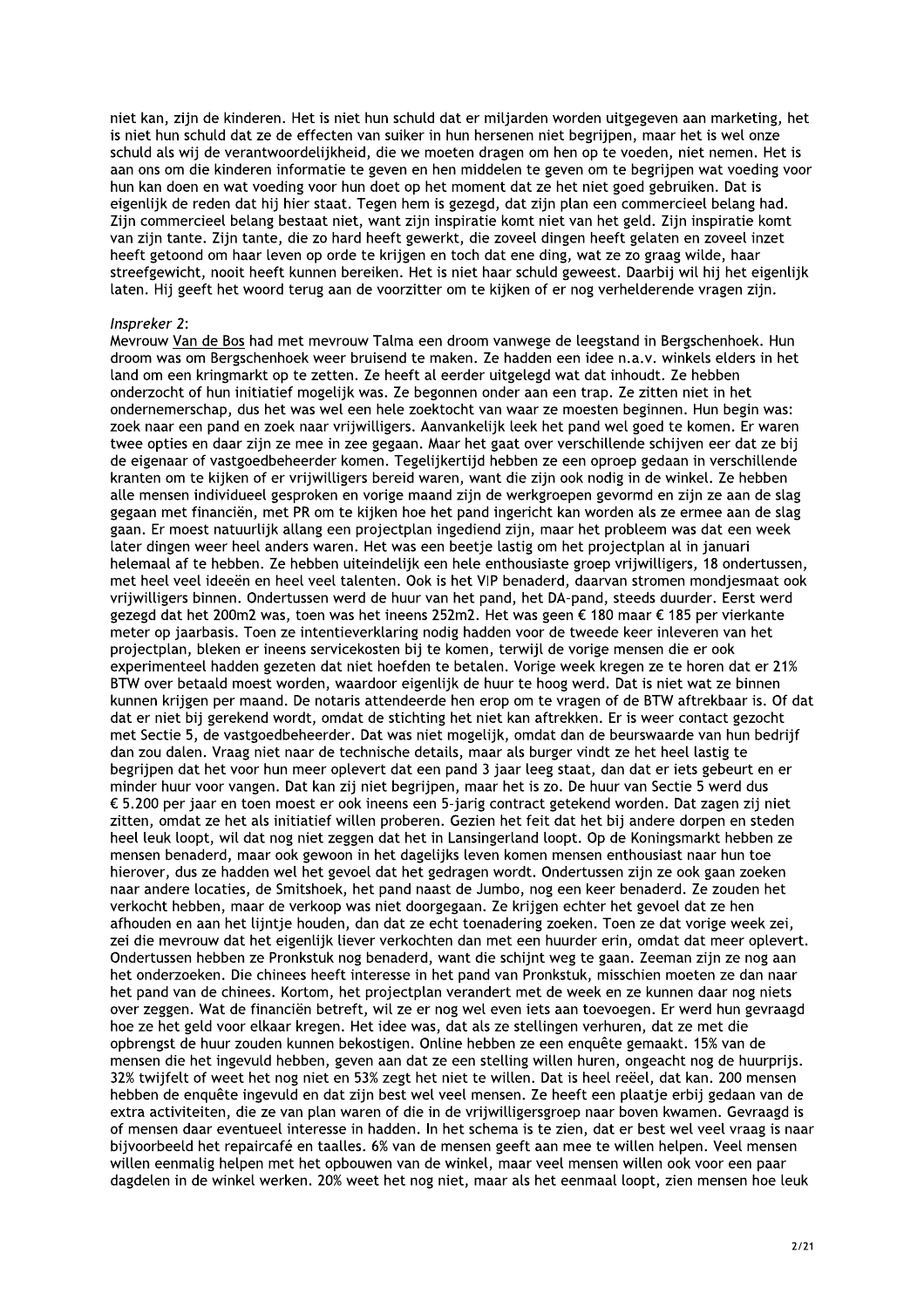niet kan, zijn de kinderen. Het is niet hun schuld dat er miljarden worden uitgegeven aan marketing, het is niet hun schuld dat ze de effecten van suiker in hun hersenen niet begrijpen, maar het is wel onze schuld als wij de verantwoordelijkheid, die we moeten dragen om hen op te voeden, niet nemen. Het is aan ons om die kinderen informatie te geven en hen middelen te geven om te begrijpen wat voeding voor hun kan doen en wat voeding voor hun doet op het moment dat ze het niet goed gebruiken. Dat is eigenlijk de reden dat hij hier staat. Tegen hem is gezegd, dat zijn plan een commercieel belang had. Zijn commercieel belang bestaat niet, want zijn inspiratie komt niet van het geld. Zijn inspiratie komt van zijn tante. Zijn tante, die zo hard heeft gewerkt, die zoveel dingen heeft gelaten en zoveel inzet heeft getoond om haar leven op orde te krijgen en toch dat ene ding, wat ze zo graag wilde, haar streefgewicht, nooit heeft kunnen bereiken. Het is niet haar schuld geweest. Daarbij wil hij het eigenlijk laten. Hij geeft het woord terug aan de voorzitter om te kijken of er nog verhelderende vragen zijn.

*Inspreker 2*:
Mevrouw Van de Bos had met mevrouw Talma een droom vanwege de leegstand in Bergschenhoek. Hun droom was om Bergschenhoek weer bruisend te maken. Ze hadden een idee n.a.v. winkels elders in het land om een kringmarkt op te zetten. Ze heeft al eerder uitgelegd wat dat inhoudt. Ze hebben onderzocht of hun initiatief mogelijk was. Ze begonnen onder aan een trap. Ze zitten niet in het ondernemerschap, dus het was wel een hele zoektocht van waar ze moesten beginnen. Hun begin was: zoek naar een pand en zoek naar vrijwilligers. Aanvankelijk leek het pand wel goed te komen. Er waren twee opties en daar zijn ze mee in zee gegaan. Maar het gaat over verschillende schijven eer dat ze bij de eigenaar of vastgoedbeheerder komen. Tegelijkertijd hebben ze een oproep gedaan in verschillende kranten om te kijken of er vrijwilligers bereid waren, want die zijn ook nodig in de winkel. Ze hebben alle mensen individueel gesproken en vorige maand zijn de werkgroepen gevormd en zijn ze aan de slag gegaan met financiën, met PR om te kijken hoe het pand ingericht kan worden als ze ermee aan de slag gaan. Er moest natuurlijk allang een projectplan ingediend zijn, maar het probleem was dat een week later dingen weer heel anders waren. Het was een beetje lastig om het projectplan al in januari helemaal af te hebben. Ze hebben uiteindelijk een hele enthousiaste groep vrijwilligers, 18 ondertussen, met heel veel ideeën en heel veel talenten. Ook is het VIP benaderd, daarvan stromen mondjesmaat ook vrijwilligers binnen. Ondertussen werd de huur van het pand, het DA-pand, steeds duurder. Eerst werd gezegd dat het 200m2 was, toen was het ineens 252m2. Het was geen € 180 maar € 185 per vierkante meter op jaarbasis. Toen ze intentieverklaring nodig hadden voor de tweede keer inleveren van het projectplan, bleken er ineens servicekosten bij te komen, terwijl de vorige mensen die er ook experimenteel hadden gezeten dat niet hoefden te betalen. Vorige week kregen ze te horen dat er 21% BTW over betaald moest worden, waardoor eigenlijk de huur te hoog werd. Dat is niet wat ze binnen kunnen krijgen per maand. De notaris attendeerde hen erop om te vragen of de BTW aftrekbaar is. Of dat dat er niet bij gerekend wordt, omdat de stichting het niet kan aftrekken. Er is weer contact gezocht met Sectie 5, de vastgoedbeheerder. Dat was niet mogelijk, omdat dan de beurswaarde van hun bedrijf dan zou dalen. Vraag niet naar de technische details, maar als burger vindt ze het heel lastig te begrijpen dat het voor hun meer oplevert dat een pand 3 jaar leeg staat, dan dat er iets gebeurt en er minder huur voor vangen. Dat kan zij niet begrijpen, maar het is zo. De huur van Sectie 5 werd dus € 5.200 per jaar en toen moest er ook ineens een 5-jarig contract getekend worden. Dat zagen zij niet zitten, omdat ze het als initiatief willen proberen. Gezien het feit dat het bij andere dorpen en steden heel leuk loopt, wil dat nog niet zeggen dat het in Lansingerland loopt. Op de Koningsmarkt hebben ze mensen benaderd, maar ook gewoon in het dagelijks leven komen mensen enthousiast naar hun toe hierover, dus ze hadden wel het gevoel dat het gedragen wordt. Ondertussen zijn ze ook gaan zoeken naar andere locaties, de Smitshoek, het pand naast de Jumbo, nog een keer benaderd. Ze zouden het verkocht hebben, maar de verkoop was niet doorgegaan. Ze krijgen echter het gevoel dat ze hen afhouden en aan het lijntje houden, dan dat ze echt toenadering zoeken. Toen ze dat vorige week zei, zei die mevrouw dat het eigenlijk liever verkochten dan met een huurder erin, omdat dat meer oplevert. Ondertussen hebben ze Pronkstuk nog benaderd, want die schijnt weg te gaan. Zeeman zijn ze nog aan het onderzoeken. Die chinees heeft interesse in het pand van Pronkstuk, misschien moeten ze dan naar het pand van de chinees. Kortom, het projectplan verandert met de week en ze kunnen daar nog niets over zeggen. Wat de financiën betreft, wil ze er nog wel even iets aan toevoegen. Er werd hun gevraagd hoe ze het geld voor elkaar kregen. Het idee was, dat als ze stellingen verhuren, dat ze met die opbrengst de huur zouden kunnen bekostigen. Online hebben ze een enquête gemaakt. 15% van de mensen die het ingevuld hebben, geven aan dat ze een stelling willen huren, ongeacht nog de huurprijs. 32% twijfelt of weet het nog niet en 53% zegt het niet te willen. Dat is heel reëel, dat kan. 200 mensen hebben de enquête ingevuld en dat zijn best wel veel mensen. Ze heeft een plaatje erbij gedaan van de extra activiteiten, die ze van plan waren of die in de vrijwilligersgroep naar boven kwamen. Gevraagd is of mensen daar eventueel interesse in hadden. In het schema is te zien, dat er best wel veel vraag is naar bijvoorbeeld het repaircafé en taalles. 6% van de mensen geeft aan mee te willen helpen. Veel mensen willen eenmalig helpen met het opbouwen van de winkel, maar veel mensen willen ook voor een paar dagdelen in de winkel werken. 20% weet het nog niet, maar als het eenmaal loopt, zien mensen hoe leuk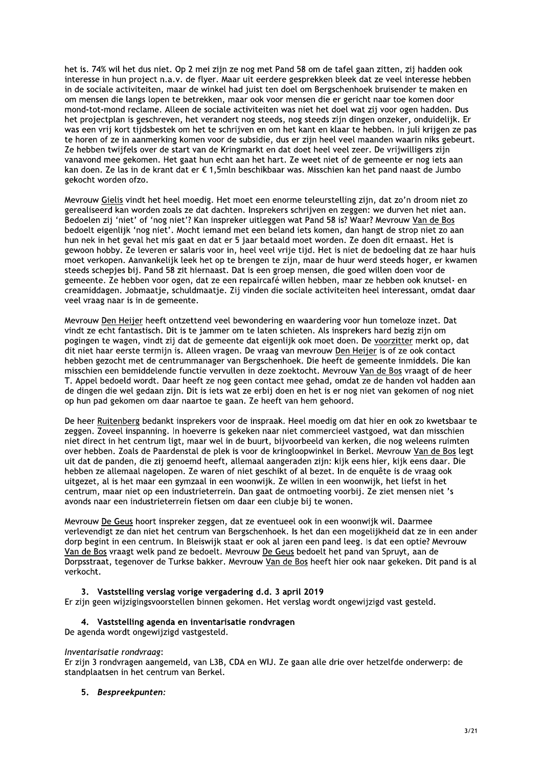het is. 74% wil het dus niet. Op 2 mei zijn ze nog met Pand 58 om de tafel gaan zitten, zij hadden ook interesse in hun project n.a.v. de flyer. Maar uit eerdere gesprekken bleek dat ze veel interesse hebben in de sociale activiteiten, maar de winkel had juist ten doel om Bergschenhoek bruisender te maken en om mensen die langs lopen te betrekken, maar ook voor mensen die er gericht naar toe komen door mond-tot-mond reclame. Alleen de sociale activiteiten was niet het doel wat zij voor ogen hadden. Dus het projectplan is geschreven, het verandert nog steeds, nog steeds zijn dingen onzeker, onduidelijk. Er was een vrij kort tijdsbestek om het te schrijven en om het kant en klaar te hebben. In juli krijgen ze pas te horen of ze in aanmerking komen voor de subsidie, dus er zijn heel veel maanden waarin niks gebeurt. Ze hebben twijfels over de start van de Kringmarkt en dat doet heel veel zeer. De vrijwilligers zijn vanavond mee gekomen. Het gaat hun echt aan het hart. Ze weet niet of de gemeente er nog iets aan kan doen. Ze las in de krant dat er € 1,5mln beschikbaar was. Misschien kan het pand naast de Jumbo gekocht worden ofzo.

Mevrouw <u>Gielis</u> vindt het heel moedig. Het moet een enorme teleurstelling zijn, dat zo'n droom niet zo gerealiseerd kan worden zoals ze dat dachten. Insprekers schrijven en zeggen: we durven het niet aan. Bedoelen zij 'niet' of 'nog niet'? Kan inspreker uitleggen wat Pand 58 is? Waar? Mevrouw <u>Van de Bos</u> bedoelt eigenlijk 'nog niet'. Mocht iemand met een beland iets komen, dan hangt de strop niet zo aan hun nek in het geval het mis gaat en dat er 5 jaar betaald moet worden. Ze doen dit ernaast. Het is gewoon hobby. Ze leveren er salaris voor in, heel veel vrije tijd. Het is niet de bedoeling dat ze haar huis moet verkopen. Aanvankelijk leek het op te brengen te zijn, maar de huur werd steeds hoger, er kwamen steeds schepjes bij. Pand 58 zit hiernaast. Dat is een groep mensen, die goed willen doen voor de gemeente. Ze hebben voor ogen, dat ze een repaircafé willen hebben, maar ze hebben ook knutsel- en creamiddagen. Jobmaatje, schuldmaatje. Zij vinden die sociale activiteiten heel interessant, omdat daar veel vraag naar is in de gemeente.

Mevrouw <u>Den Heijer</u> heeft ontzettend veel bewondering en waardering voor hun tomeloze inzet. Dat vindt ze echt fantastisch. Dit is te jammer om te laten schieten. Als insprekers hard bezig zijn om pogingen te wagen, vindt zij dat de gemeente dat eigenlijk ook moet doen. De <u>voorzitter</u> merkt op, dat dit niet haar eerste termijn is. Alleen vragen. De vraag van mevrouw <u>Den Heijer</u> is of ze ook contact hebben gezocht met de centrummanager van Bergschenhoek. Die heeft de gemeente inmiddels. Die kan misschien een bemiddelende functie vervullen in deze zoektocht. Mevrouw <u>Van de Bos</u> vraagt of de heer T. Appel bedoeld wordt. Daar heeft ze nog geen contact mee gehad, omdat ze de handen vol hadden aan de dingen die wel gedaan zijn. Dit is iets wat ze erbij doen en het is er nog niet van gekomen of nog niet op hun pad gekomen om daar naartoe te gaan. Ze heeft van hem gehoord.

De heer <u>Ruitenberg</u> bedankt insprekers voor de inspraak. Heel moedig om dat hier en ook zo kwetsbaar te zeggen. Zoveel inspanning. In hoeverre is gekeken naar niet commercieel vastgoed, wat dan misschien niet direct in het centrum ligt, maar wel in de buurt, bijvoorbeeld van kerken, die nog weleens ruimten over hebben. Zoals de Paardenstal de plek is voor de kringloopwinkel in Berkel. Mevrouw <u>Van de Bos</u> legt uit dat de panden, die zij genoemd heeft, allemaal aangeraden zijn: kijk eens hier, kijk eens daar. Die hebben ze allemaal nagelopen. Ze waren of niet geschikt of al bezet. In de enquête is de vraag ook uitgezet, al is het maar een gymzaal in een woonwijk. Ze willen in een woonwijk, het liefst in het centrum, maar niet op een industrieterrein. Dan gaat de ontmoeting voorbij. Ze ziet mensen niet 's avonds naar een industrieterrein fietsen om daar een clubje bij te wonen.

Mevrouw <u>De Geus</u> hoort inspreker zeggen, dat ze eventueel ook in een woonwijk wil. Daarmee verlevendigt ze dan niet het centrum van Bergschenhoek. Is het dan een mogelijkheid dat ze in een ander dorp begint in een centrum. In Bleiswijk staat er ook al jaren een pand leeg. Is dat een optie? Mevrouw <u>Van de Bos</u> vraagt welk pand ze bedoelt. Mevrouw <u>De Geus</u> bedoelt het pand van Spruyt, aan de Dorpsstraat, tegenover de Turkse bakker. Mevrouw <u>Van de Bos</u> heeft hier ook naar gekeken. Dit pand is al verkocht.

### 3. Vaststelling verslag vorige vergadering d.d. 3 april 2019

Er zijn geen wijzigingsvoorstellen binnen gekomen. Het verslag wordt ongewijzigd vast gesteld.

### 4. Vaststelling agenda en inventarisatie rondvragen

De agenda wordt ongewijzigd vastgesteld.

*Inventarisatie rondvraag*:
Er zijn 3 rondvragen aangemeld, van L3B, CDA en WIJ. Ze gaan alle drie over hetzelfde onderwerp: de standplaatsen in het centrum van Berkel.

### 5. *Bespreekpunten:*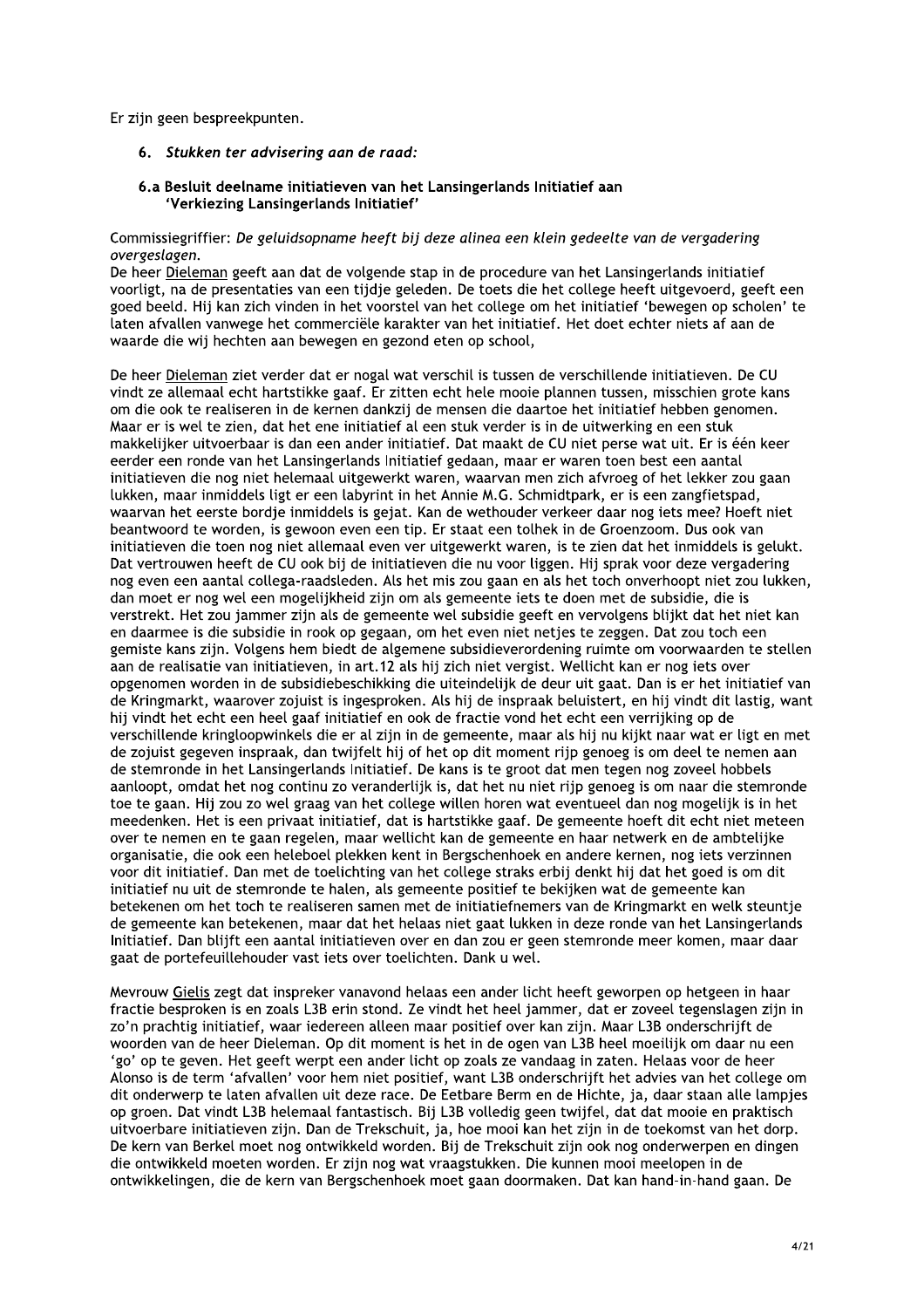Er zijn geen bespreekpunten.

### 6. *Stukken ter advisering aan de raad:*

#### 6.a Besluit deelname initiatieven van het Lansingerlands Initiatief aan 'Verkiezing Lansingerlands Initiatief'

Commissiegriffier: *De geluidsopname heeft bij deze alinea een klein gedeelte van de vergadering overgeslagen.*

De heer Dieleman geeft aan dat de volgende stap in de procedure van het Lansingerlands initiatief voorligt, na de presentaties van een tijdje geleden. De toets die het college heeft uitgevoerd, geeft een goed beeld. Hij kan zich vinden in het voorstel van het college om het initiatief 'bewegen op scholen' te laten afvallen vanwege het commerciële karakter van het initiatief. Het doet echter niets af aan de waarde die wij hechten aan bewegen en gezond eten op school,

De heer Dieleman ziet verder dat er nogal wat verschil is tussen de verschillende initiatieven. De CU vindt ze allemaal echt hartstikke gaaf. Er zitten echt hele mooie plannen tussen, misschien grote kans om die ook te realiseren in de kernen dankzij de mensen die daartoe het initiatief hebben genomen. Maar er is wel te zien, dat het ene initiatief al een stuk verder is in de uitwerking en een stuk makkelijker uitvoerbaar is dan een ander initiatief. Dat maakt de CU niet perse wat uit. Er is één keer eerder een ronde van het Lansingerlands Initiatief gedaan, maar er waren toen best een aantal initiatieven die nog niet helemaal uitgewerkt waren, waarvan men zich afvroeg of het lekker zou gaan lukken, maar inmiddels ligt er een labyrint in het Annie M.G. Schmidtpark, er is een zangfietspad, waarvan het eerste bordje inmiddels is gejat. Kan de wethouder verkeer daar nog iets mee? Hoeft niet beantwoord te worden, is gewoon even een tip. Er staat een tolhek in de Groenzoom. Dus ook van initiatieven die toen nog niet allemaal even ver uitgewerkt waren, is te zien dat het inmiddels is gelukt. Dat vertrouwen heeft de CU ook bij de initiatieven die nu voor liggen. Hij sprak voor deze vergadering nog even een aantal collega-raadsleden. Als het mis zou gaan en als het toch onverhoopt niet zou lukken, dan moet er nog wel een mogelijkheid zijn om als gemeente iets te doen met de subsidie, die is verstrekt. Het zou jammer zijn als de gemeente wel subsidie geeft en vervolgens blijkt dat het niet kan en daarmee is die subsidie in rook op gegaan, om het even niet netjes te zeggen. Dat zou toch een gemiste kans zijn. Volgens hem biedt de algemene subsidieverordening ruimte om voorwaarden te stellen aan de realisatie van initiatieven, in art.12 als hij zich niet vergist. Wellicht kan er nog iets over opgenomen worden in de subsidiebeschikking die uiteindelijk de deur uit gaat. Dan is er het initiatief van de Kringmarkt, waarover zojuist is ingesproken. Als hij de inspraak beluistert, en hij vindt dit lastig, want hij vindt het echt een heel gaaf initiatief en ook de fractie vond het echt een verrijking op de verschillende kringloopwinkels die er al zijn in de gemeente, maar als hij nu kijkt naar wat er ligt en met de zojuist gegeven inspraak, dan twijfelt hij of het op dit moment rijp genoeg is om deel te nemen aan de stemronde in het Lansingerlands Initiatief. De kans is te groot dat men tegen nog zoveel hobbels aanloopt, omdat het nog continu zo veranderlijk is, dat het nu niet rijp genoeg is om naar die stemronde toe te gaan. Hij zou zo wel graag van het college willen horen wat eventueel dan nog mogelijk is in het meedenken. Het is een privaat initiatief, dat is hartstikke gaaf. De gemeente hoeft dit echt niet meteen over te nemen en te gaan regelen, maar wellicht kan de gemeente en haar netwerk en de ambtelijke organisatie, die ook een heleboel plekken kent in Bergschenhoek en andere kernen, nog iets verzinnen voor dit initiatief. Dan met de toelichting van het college straks erbij denkt hij dat het goed is om dit initiatief nu uit de stemronde te halen, als gemeente positief te bekijken wat de gemeente kan betekenen om het toch te realiseren samen met de initiatiefnemers van de Kringmarkt en welk steuntje de gemeente kan betekenen, maar dat het helaas niet gaat lukken in deze ronde van het Lansingerlands Initiatief. Dan blijft een aantal initiatieven over en dan zou er geen stemronde meer komen, maar daar gaat de portefeuillehouder vast iets over toelichten. Dank u wel.

Mevrouw Gielis zegt dat inspreker vanavond helaas een ander licht heeft geworpen op hetgeen in haar fractie besproken is en zoals L3B erin stond. Ze vindt het heel jammer, dat er zoveel tegenslagen zijn in zo'n prachtig initiatief, waar iedereen alleen maar positief over kan zijn. Maar L3B onderschrijft de woorden van de heer Dieleman. Op dit moment is het in de ogen van L3B heel moeilijk om daar nu een 'go' op te geven. Het geeft werpt een ander licht op zoals ze vandaag in zaten. Helaas voor de heer Alonso is de term 'afvallen' voor hem niet positief, want L3B onderschrijft het advies van het college om dit onderwerp te laten afvallen uit deze race. De Eetbare Berm en de Hichte, ja, daar staan alle lampjes op groen. Dat vindt L3B helemaal fantastisch. Bij L3B volledig geen twijfel, dat dat mooie en praktisch uitvoerbare initiatieven zijn. Dan de Trekschuit, ja, hoe mooi kan het zijn in de toekomst van het dorp. De kern van Berkel moet nog ontwikkeld worden. Bij de Trekschuit zijn ook nog onderwerpen en dingen die ontwikkeld moeten worden. Er zijn nog wat vraagstukken. Die kunnen mooi meelopen in de ontwikkelingen, die de kern van Bergschenhoek moet gaan doormaken. Dat kan hand-in-hand gaan. De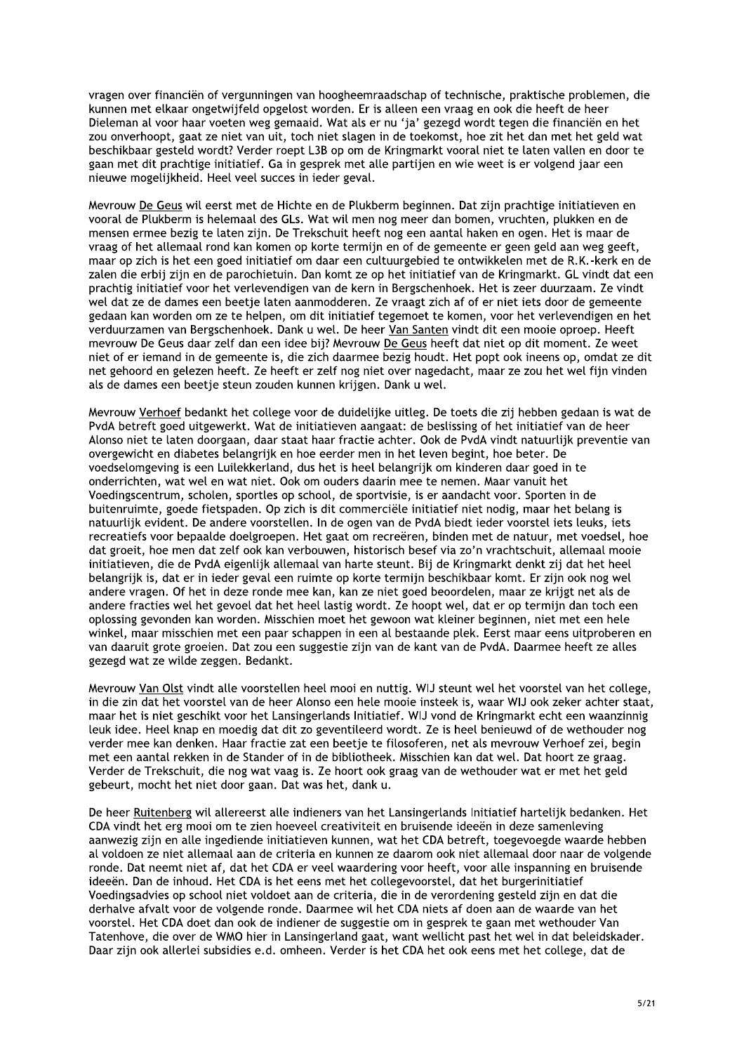vragen over financiën of vergunningen van hoogheemraadschap of technische, praktische problemen, die kunnen met elkaar ongetwijfeld opgelost worden. Er is alleen een vraag en ook die heeft de heer Dieleman al voor haar voeten weg gemaaid. Wat als er nu 'ja' gezegd wordt tegen die financiën en het zou onverhoopt, gaat ze niet van uit, toch niet slagen in de toekomst, hoe zit het dan met het geld wat beschikbaar gesteld wordt? Verder roept L3B op om de Kringmarkt vooral niet te laten vallen en door te gaan met dit prachtige initiatief. Ga in gesprek met alle partijen en wie weet is er volgend jaar een nieuwe mogelijkheid. Heel veel succes in ieder geval.

Mevrouw <u>De Geus</u> wil eerst met de Hichte en de Plukberm beginnen. Dat zijn prachtige initiatieven en vooral de Plukberm is helemaal des GLs. Wat wil men nog meer dan bomen, vruchten, plukken en de mensen ermee bezig te laten zijn. De Trekschuit heeft nog een aantal haken en ogen. Het is maar de vraag of het allemaal rond kan komen op korte termijn en of de gemeente er geen geld aan weg geeft, maar op zich is het een goed initiatief om daar een cultuurgebied te ontwikkelen met de R.K.-kerk en de zalen die erbij zijn en de parochietuin. Dan komt ze op het initiatief van de Kringmarkt. GL vindt dat een prachtig initiatief voor het verlevendigen van de kern in Bergschenhoek. Het is zeer duurzaam. Ze vindt wel dat ze de dames een beetje laten aanmodderen. Ze vraagt zich af of er niet iets door de gemeente gedaan kan worden om ze te helpen, om dit initiatief tegemoet te komen, voor het verlevendigen en het verduurzamen van Bergschenhoek. Dank u wel. De heer <u>Van Santen</u> vindt dit een mooie oproep. Heeft mevrouw De Geus daar zelf dan een idee bij? Mevrouw <u>De Geus</u> heeft dat niet op dit moment. Ze weet niet of er iemand in de gemeente is, die zich daarmee bezig houdt. Het popt ook ineens op, omdat ze dit net gehoord en gelezen heeft. Ze heeft er zelf nog niet over nagedacht, maar ze zou het wel fijn vinden als de dames een beetje steun zouden kunnen krijgen. Dank u wel.

Mevrouw <u>Verhoef</u> bedankt het college voor de duidelijke uitleg. De toets die zij hebben gedaan is wat de PvdA betreft goed uitgewerkt. Wat de initiatieven aangaat: de beslissing of het initiatief van de heer Alonso niet te laten doorgaan, daar staat haar fractie achter. Ook de PvdA vindt natuurlijk preventie van overgewicht en diabetes belangrijk en hoe eerder men in het leven begint, hoe beter. De voedselomgeving is een Luilekkerland, dus het is heel belangrijk om kinderen daar goed in te onderrichten, wat wel en wat niet. Ook om ouders daarin mee te nemen. Maar vanuit het Voedingscentrum, scholen, sportles op school, de sportvisie, is er aandacht voor. Sporten in de buitenruimte, goede fietspaden. Op zich is dit commerciële initiatief niet nodig, maar het belang is natuurlijk evident. De andere voorstellen. In de ogen van de PvdA biedt ieder voorstel iets leuks, iets recreatiefs voor bepaalde doelgroepen. Het gaat om recreëren, binden met de natuur, met voedsel, hoe dat groeit, hoe men dat zelf ook kan verbouwen, historisch besef via zo'n vrachtschuit, allemaal mooie initiatieven, die de PvdA eigenlijk allemaal van harte steunt. Bij de Kringmarkt denkt zij dat het heel belangrijk is, dat er in ieder geval een ruimte op korte termijn beschikbaar komt. Er zijn ook nog wel andere vragen. Of het in deze ronde mee kan, kan ze niet goed beoordelen, maar ze krijgt net als de andere fracties wel het gevoel dat het heel lastig wordt. Ze hoopt wel, dat er op termijn dan toch een oplossing gevonden kan worden. Misschien moet het gewoon wat kleiner beginnen, niet met een hele winkel, maar misschien met een paar schappen in een al bestaande plek. Eerst maar eens uitproberen en van daaruit grote groeien. Dat zou een suggestie zijn van de kant van de PvdA. Daarmee heeft ze alles gezegd wat ze wilde zeggen. Bedankt.

Mevrouw <u>Van Olst</u> vindt alle voorstellen heel mooi en nuttig. WIJ steunt wel het voorstel van het college, in die zin dat het voorstel van de heer Alonso een hele mooie insteek is, waar WIJ ook zeker achter staat, maar het is niet geschikt voor het Lansingerlands Initiatief. WIJ vond de Kringmarkt echt een waanzinnig leuk idee. Heel knap en moedig dat dit zo geventileerd wordt. Ze is heel benieuwd of de wethouder nog verder mee kan denken. Haar fractie zat een beetje te filosoferen, net als mevrouw Verhoef zei, begin met een aantal rekken in de Stander of in de bibliotheek. Misschien kan dat wel. Dat hoort ze graag. Verder de Trekschuit, die nog wat vaag is. Ze hoort ook graag van de wethouder wat er met het geld gebeurt, mocht het niet door gaan. Dat was het, dank u.

De heer <u>Ruitenberg</u> wil allereerst alle indieners van het Lansingerlands Initiatief hartelijk bedanken. Het CDA vindt het erg mooi om te zien hoeveel creativiteit en bruisende ideeën in deze samenleving aanwezig zijn en alle ingediende initiatieven kunnen, wat het CDA betreft, toegevoegde waarde hebben al voldoen ze niet allemaal aan de criteria en kunnen ze daarom ook niet allemaal door naar de volgende ronde. Dat neemt niet af, dat het CDA er veel waardering voor heeft, voor alle inspanning en bruisende ideeën. Dan de inhoud. Het CDA is het eens met het collegevoorstel, dat het burgerinitiatief Voedingsadvies op school niet voldoet aan de criteria, die in de verordening gesteld zijn en dat die derhalve afvalt voor de volgende ronde. Daarmee wil het CDA niets af doen aan de waarde van het voorstel. Het CDA doet dan ook de indiener de suggestie om in gesprek te gaan met wethouder Van Tatenhove, die over de WMO hier in Lansingerland gaat, want wellicht past het wel in dat beleidskader. Daar zijn ook allerlei subsidies e.d. omheen. Verder is het CDA het ook eens met het college, dat de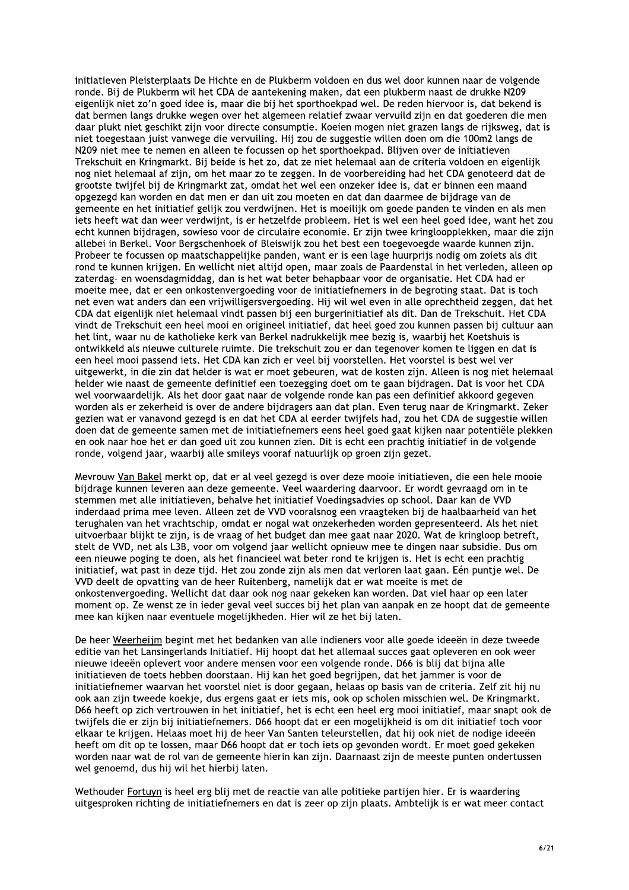initiatieven Pleisterplaats De Hichte en de Plukberm voldoen en dus wel door kunnen naar de volgende ronde. Bij de Plukberm wil het CDA de aantekening maken, dat een plukberm naast de drukke N209 eigenlijk niet zo'n goed idee is, maar die bij het sporthoekpad wel. De reden hiervoor is, dat bekend is dat bermen langs drukke wegen over het algemeen relatief zwaar vervuild zijn en dat goederen die men daar plukt niet geschikt zijn voor directe consumptie. Koeien mogen niet grazen langs de rijksweg, dat is niet toegestaan juist vanwege die vervuiling. Hij zou de suggestie willen doen om die 100m2 langs de N209 niet mee te nemen en alleen te focussen op het sporthoekpad. Blijven over de initiatieven Trekschuit en Kringmarkt. Bij beide is het zo, dat ze niet helemaal aan de criteria voldoen en eigenlijk nog niet helemaal af zijn, om het maar zo te zeggen. In de voorbereiding had het CDA genoteerd dat de grootste twijfel bij de Kringmarkt zat, omdat het wel een onzeker idee is, dat er binnen een maand opgezegd kan worden en dat men er dan uit zou moeten en dat dan daarmee de bijdrage van de gemeente en het initiatief gelijk zou verdwijnen. Het is moeilijk om goede panden te vinden en als men iets heeft wat dan weer verdwijnt, is er hetzelfde probleem. Het is wel een heel goed idee, want het zou echt kunnen bijdragen, sowieso voor de circulaire economie. Er zijn twee kringloopplekken, maar die zijn allebei in Berkel. Voor Bergschenhoek of Bleiswijk zou het best een toegevoegde waarde kunnen zijn. Probeer te focussen op maatschappelijke panden, want er is een lage huurprijs nodig om zoiets als dit rond te kunnen krijgen. En wellicht niet altijd open, maar zoals de Paardenstal in het verleden, alleen op zaterdag- en woensdagmiddag, dan is het wat beter behapbaar voor de organisatie. Het CDA had er moeite mee, dat er een onkostenvergoeding voor de initiatiefnemers in de begroting staat. Dat is toch net even wat anders dan een vrijwilligersvergoeding. Hij wil wel even in alle oprechtheid zeggen, dat het CDA dat eigenlijk niet helemaal vindt passen bij een burgerinitiatief als dit. Dan de Trekschuit. Het CDA vindt de Trekschuit een heel mooi en origineel initiatief, dat heel goed zou kunnen passen bij cultuur aan het lint, waar nu de katholieke kerk van Berkel nadrukkelijk mee bezig is, waarbij het Koetshuis is ontwikkeld als nieuwe culturele ruimte. Die trekschuit zou er dan tegenover komen te liggen en dat is een heel mooi passend iets. Het CDA kan zich er veel bij voorstellen. Het voorstel is best wel ver uitgewerkt, in die zin dat helder is wat er moet gebeuren, wat de kosten zijn. Alleen is nog niet helemaal helder wie naast de gemeente definitief een toezegging doet om te gaan bijdragen. Dat is voor het CDA wel voorwaardelijk. Als het door gaat naar de volgende ronde kan pas een definitief akkoord gegeven worden als er zekerheid is over de andere bijdragers aan dat plan. Even terug naar de Kringmarkt. Zeker gezien wat er vanavond gezegd is en dat het CDA al eerder twijfels had, zou het CDA de suggestie willen doen dat de gemeente samen met de initiatiefnemers eens heel goed gaat kijken naar potentiële plekken en ook naar hoe het er dan goed uit zou kunnen zien. Dit is echt een prachtig initiatief in de volgende ronde, volgend jaar, waarbij alle smileys vooraf natuurlijk op groen zijn gezet.

Mevrouw Van Bakel merkt op, dat er al veel gezegd is over deze mooie initiatieven, die een hele mooie bijdrage kunnen leveren aan deze gemeente. Veel waardering daarvoor. Er wordt gevraagd om in te stemmen met alle initiatieven, behalve het initiatief Voedingsadvies op school. Daar kan de VVD inderdaad prima mee leven. Alleen zet de VVD vooralsnog een vraagteken bij de haalbaarheid van het terughalen van het vrachtschip, omdat er nogal wat onzekerheden worden gepresenteerd. Als het niet uitvoerbaar blijkt te zijn, is de vraag of het budget dan mee gaat naar 2020. Wat de kringloop betreft, stelt de VVD, net als L3B, voor om volgend jaar wellicht opnieuw mee te dingen naar subsidie. Dus om een nieuwe poging te doen, als het financieel wat beter rond te krijgen is. Het is echt een prachtig initiatief, wat past in deze tijd. Het zou zonde zijn als men dat verloren laat gaan. Eén puntje wel. De VVD deelt de opvatting van de heer Ruitenberg, namelijk dat er wat moeite is met de onkostenvergoeding. Wellicht dat daar ook nog naar gekeken kan worden. Dat viel haar op een later moment op. Ze wenst ze in ieder geval veel succes bij het plan van aanpak en ze hoopt dat de gemeente mee kan kijken naar eventuele mogelijkheden. Hier wil ze het bij laten.

De heer Weerheijm begint met het bedanken van alle indieners voor alle goede ideeën in deze tweede editie van het Lansingerlands Initiatief. Hij hoopt dat het allemaal succes gaat opleveren en ook weer nieuwe ideeën oplevert voor andere mensen voor een volgende ronde. D66 is blij dat bijna alle initiatieven de toets hebben doorstaan. Hij kan het goed begrijpen, dat het jammer is voor de initiatiefnemer waarvan het voorstel niet is door gegaan, helaas op basis van de criteria. Zelf zit hij nu ook aan zijn tweede koekje, dus ergens gaat er iets mis, ook op scholen misschien wel. De Kringmarkt. D66 heeft op zich vertrouwen in het initiatief, het is echt een heel erg mooi initiatief, maar snapt ook de twijfels die er zijn bij initiatiefnemers. D66 hoopt dat er een mogelijkheid is om dit initiatief toch voor elkaar te krijgen. Helaas moet hij de heer Van Santen teleurstellen, dat hij ook niet de nodige ideeën heeft om dit op te lossen, maar D66 hoopt dat er toch iets op gevonden wordt. Er moet goed gekeken worden naar wat de rol van de gemeente hierin kan zijn. Daarnaast zijn de meeste punten ondertussen wel genoemd, dus hij wil het hierbij laten.

Wethouder Fortuyn is heel erg blij met de reactie van alle politieke partijen hier. Er is waardering uitgesproken richting de initiatiefnemers en dat is zeer op zijn plaats. Ambtelijk is er wat meer contact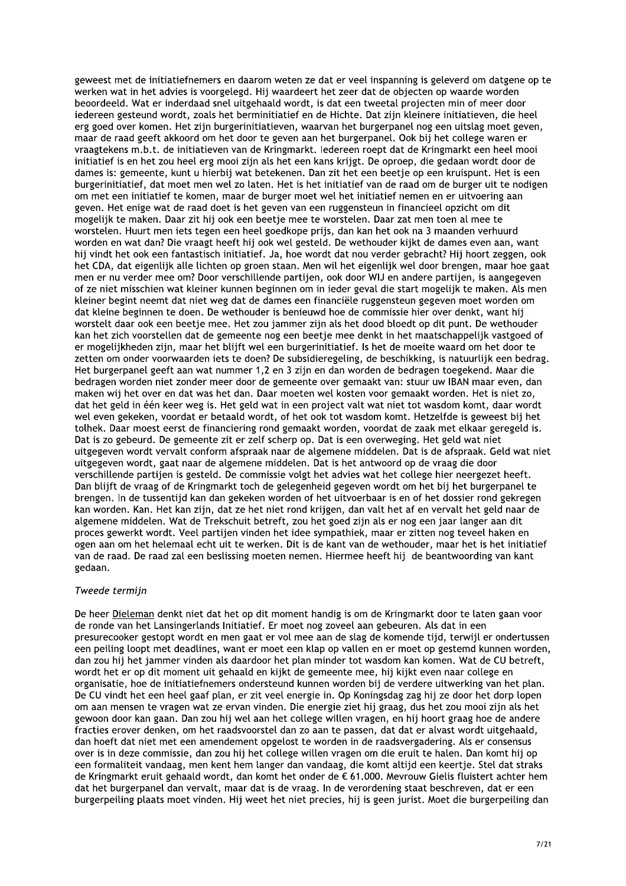geweest met de initiatiefnemers en daarom weten ze dat er veel inspanning is geleverd om datgene op te werken wat in het advies is voorgelegd. Hij waardeert het zeer dat de objecten op waarde worden beoordeeld. Wat er inderdaad snel uitgehaald wordt, is dat een tweetal projecten min of meer door iedereen gesteund wordt, zoals het berminitiatief en de Hichte. Dat zijn kleinere initiatieven, die heel erg goed over komen. Het zijn burgerinitiatieven, waarvan het burgerpanel nog een uitslag moet geven, maar de raad geeft akkoord om het door te geven aan het burgerpanel. Ook bij het college waren er vraagtekens m.b.t. de initiatieven van de Kringmarkt. Iedereen roept dat de Kringmarkt een heel mooi initiatief is en het zou heel erg mooi zijn als het een kans krijgt. De oproep, die gedaan wordt door de dames is: gemeente, kunt u hierbij wat betekenen. Dan zit het een beetje op een kruispunt. Het is een burgerinitiatief, dat moet men wel zo laten. Het is het initiatief van de raad om de burger uit te nodigen om met een initiatief te komen, maar de burger moet wel het initiatief nemen en er uitvoering aan geven. Het enige wat de raad doet is het geven van een ruggensteun in financieel opzicht om dit mogelijk te maken. Daar zit hij ook een beetje mee te worstelen. Daar zat men toen al mee te worstelen. Huurt men iets tegen een heel goedkope prijs, dan kan het ook na 3 maanden verhuurd worden en wat dan? Die vraagt heeft hij ook wel gesteld. De wethouder kijkt de dames even aan, want hij vindt het ook een fantastisch initiatief. Ja, hoe wordt dat nou verder gebracht? Hij hoort zeggen, ook het CDA, dat eigenlijk alle lichten op groen staan. Men wil het eigenlijk wel door brengen, maar hoe gaat men er nu verder mee om? Door verschillende partijen, ook door WIJ en andere partijen, is aangegeven of ze niet misschien wat kleiner kunnen beginnen om in ieder geval die start mogelijk te maken. Als men kleiner begint neemt dat niet weg dat de dames een financiële ruggensteun gegeven moet worden om dat kleine beginnen te doen. De wethouder is benieuwd hoe de commissie hier over denkt, want hij worstelt daar ook een beetje mee. Het zou jammer zijn als het dood bloedt op dit punt. De wethouder kan het zich voorstellen dat de gemeente nog een beetje mee denkt in het maatschappelijk vastgoed of er mogelijkheden zijn, maar het blijft wel een burgerinitiatief. Is het de moeite waard om het door te zetten om onder voorwaarden iets te doen? De subsidieregeling, de beschikking, is natuurlijk een bedrag. Het burgerpanel geeft aan wat nummer 1,2 en 3 zijn en dan worden de bedragen toegekend. Maar die bedragen worden niet zonder meer door de gemeente over gemaakt van: stuur uw IBAN maar even, dan maken wij het over en dat was het dan. Daar moeten wel kosten voor gemaakt worden. Het is niet zo, dat het geld in één keer weg is. Het geld wat in een project valt wat niet tot wasdom komt, daar wordt wel even gekeken, voordat er betaald wordt, of het ook tot wasdom komt. Hetzelfde is geweest bij het tolhek. Daar moest eerst de financiering rond gemaakt worden, voordat de zaak met elkaar geregeld is. Dat is zo gebeurd. De gemeente zit er zelf scherp op. Dat is een overweging. Het geld wat niet uitgegeven wordt vervalt conform afspraak naar de algemene middelen. Dat is de afspraak. Geld wat niet uitgegeven wordt, gaat naar de algemene middelen. Dat is het antwoord op de vraag die door verschillende partijen is gesteld. De commissie volgt het advies wat het college hier neergezet heeft. Dan blijft de vraag of de Kringmarkt toch de gelegenheid gegeven wordt om het bij het burgerpanel te brengen. In de tussentijd kan dan gekeken worden of het uitvoerbaar is en of het dossier rond gekregen kan worden. Kan. Het kan zijn, dat ze het niet rond krijgen, dan valt het af en vervalt het geld naar de algemene middelen. Wat de Trekschuit betreft, zou het goed zijn als er nog een jaar langer aan dit proces gewerkt wordt. Veel partijen vinden het idee sympathiek, maar er zitten nog teveel haken en ogen aan om het helemaal echt uit te werken. Dit is de kant van de wethouder, maar het is het initiatief van de raad. De raad zal een beslissing moeten nemen. Hiermee heeft hij de beantwoording van kant gedaan.

*Tweede termijn*

De heer Dieleman denkt niet dat het op dit moment handig is om de Kringmarkt door te laten gaan voor de ronde van het Lansingerlands Initiatief. Er moet nog zoveel aan gebeuren. Als dat in een presurecooker gestopt wordt en men gaat er vol mee aan de slag de komende tijd, terwijl er ondertussen een peiling loopt met deadlines, want er moet een klap op vallen en er moet op gestemd kunnen worden, dan zou hij het jammer vinden als daardoor het plan minder tot wasdom kan komen. Wat de CU betreft, wordt het er op dit moment uit gehaald en kijkt de gemeente mee, hij kijkt even naar college en organisatie, hoe de initiatiefnemers ondersteund kunnen worden bij de verdere uitwerking van het plan. De CU vindt het een heel gaaf plan, er zit veel energie in. Op Koningsdag zag hij ze door het dorp lopen om aan mensen te vragen wat ze ervan vinden. Die energie ziet hij graag, dus het zou mooi zijn als het gewoon door kan gaan. Dan zou hij wel aan het college willen vragen, en hij hoort graag hoe de andere fracties erover denken, om het raadsvoorstel dan zo aan te passen, dat dat er alvast wordt uitgehaald, dan hoeft dat niet met een amendement opgelost te worden in de raadsvergadering. Als er consensus over is in deze commissie, dan zou hij het college willen vragen om die eruit te halen. Dan komt hij op een formaliteit vandaag, men kent hem langer dan vandaag, die komt altijd een keertje. Stel dat straks de Kringmarkt eruit gehaald wordt, dan komt het onder de € 61.000. Mevrouw Gielis fluistert achter hem dat het burgerpanel dan vervalt, maar dat is de vraag. In de verordening staat beschreven, dat er een burgerpeiling plaats moet vinden. Hij weet het niet precies, hij is geen jurist. Moet die burgerpeiling dan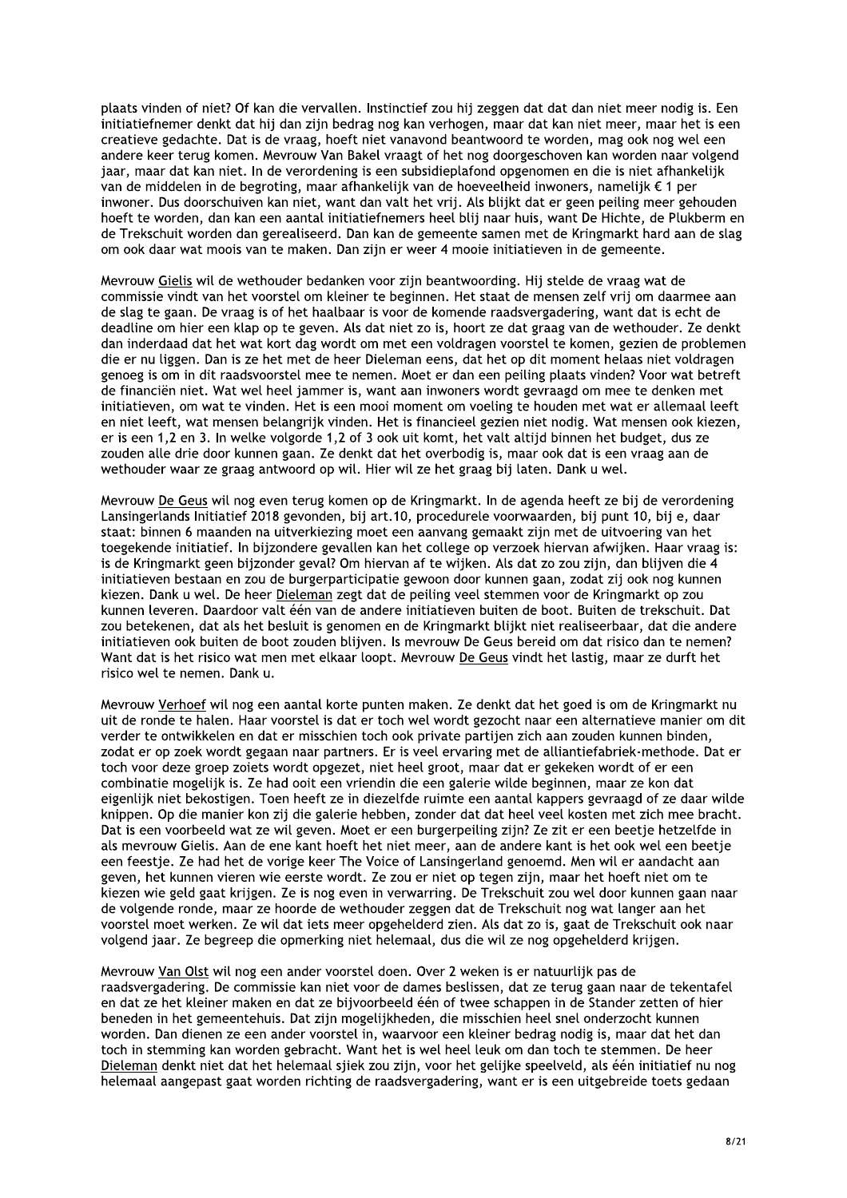plaats vinden of niet? Of kan die vervallen. Instinctief zou hij zeggen dat dat dan niet meer nodig is. Een initiatiefnemer denkt dat hij dan zijn bedrag nog kan verhogen, maar dat kan niet meer, maar het is een creatieve gedachte. Dat is de vraag, hoeft niet vanavond beantwoord te worden, mag ook nog wel een andere keer terug komen. Mevrouw Van Bakel vraagt of het nog doorgeschoven kan worden naar volgend jaar, maar dat kan niet. In de verordening is een subsidieplafond opgenomen en die is niet afhankelijk van de middelen in de begroting, maar afhankelijk van de hoeveelheid inwoners, namelijk € 1 per inwoner. Dus doorschuiven kan niet, want dan valt het vrij. Als blijkt dat er geen peiling meer gehouden hoeft te worden, dan kan een aantal initiatiefnemers heel blij naar huis, want De Hichte, de Plukberm en de Trekschuit worden dan gerealiseerd. Dan kan de gemeente samen met de Kringmarkt hard aan de slag om ook daar wat moois van te maken. Dan zijn er weer 4 mooie initiatieven in de gemeente.

Mevrouw Gielis wil de wethouder bedanken voor zijn beantwoording. Hij stelde de vraag wat de commissie vindt van het voorstel om kleiner te beginnen. Het staat de mensen zelf vrij om daarmee aan de slag te gaan. De vraag is of het haalbaar is voor de komende raadsvergadering, want dat is echt de deadline om hier een klap op te geven. Als dat niet zo is, hoort ze dat graag van de wethouder. Ze denkt dan inderdaad dat het wat kort dag wordt om met een voldragen voorstel te komen, gezien de problemen die er nu liggen. Dan is ze het met de heer Dieleman eens, dat het op dit moment helaas niet voldragen genoeg is om in dit raadsvoorstel mee te nemen. Moet er dan een peiling plaats vinden? Voor wat betreft de financiën niet. Wat wel heel jammer is, want aan inwoners wordt gevraagd om mee te denken met initiatieven, om wat te vinden. Het is een mooi moment om voeling te houden met wat er allemaal leeft en niet leeft, wat mensen belangrijk vinden. Het is financieel gezien niet nodig. Wat mensen ook kiezen, er is een 1,2 en 3. In welke volgorde 1,2 of 3 ook uit komt, het valt altijd binnen het budget, dus ze zouden alle drie door kunnen gaan. Ze denkt dat het overbodig is, maar ook dat is een vraag aan de wethouder waar ze graag antwoord op wil. Hier wil ze het graag bij laten. Dank u wel.

Mevrouw De Geus wil nog even terug komen op de Kringmarkt. In de agenda heeft ze bij de verordening Lansingerlands Initiatief 2018 gevonden, bij art.10, procedurele voorwaarden, bij punt 10, bij e, daar staat: binnen 6 maanden na uitverkiezing moet een aanvang gemaakt zijn met de uitvoering van het toegekende initiatief. In bijzondere gevallen kan het college op verzoek hiervan afwijken. Haar vraag is: is de Kringmarkt geen bijzonder geval? Om hiervan af te wijken. Als dat zo zou zijn, dan blijven die 4 initiatieven bestaan en zou de burgerparticipatie gewoon door kunnen gaan, zodat zij ook nog kunnen kiezen. Dank u wel. De heer Dieleman zegt dat de peiling veel stemmen voor de Kringmarkt op zou kunnen leveren. Daardoor valt één van de andere initiatieven buiten de boot. Buiten de trekschuit. Dat zou betekenen, dat als het besluit is genomen en de Kringmarkt blijkt niet realiseerbaar, dat die andere initiatieven ook buiten de boot zouden blijven. Is mevrouw De Geus bereid om dat risico dan te nemen? Want dat is het risico wat men met elkaar loopt. Mevrouw De Geus vindt het lastig, maar ze durft het risico wel te nemen. Dank u.

Mevrouw Verhoef wil nog een aantal korte punten maken. Ze denkt dat het goed is om de Kringmarkt nu uit de ronde te halen. Haar voorstel is dat er toch wel wordt gezocht naar een alternatieve manier om dit verder te ontwikkelen en dat er misschien toch ook private partijen zich aan zouden kunnen binden, zodat er op zoek wordt gegaan naar partners. Er is veel ervaring met de alliantiefabriek-methode. Dat er toch voor deze groep zoiets wordt opgezet, niet heel groot, maar dat er gekeken wordt of er een combinatie mogelijk is. Ze had ooit een vriendin die een galerie wilde beginnen, maar ze kon dat eigenlijk niet bekostigen. Toen heeft ze in diezelfde ruimte een aantal kappers gevraagd of ze daar wilde knippen. Op die manier kon zij die galerie hebben, zonder dat dat heel veel kosten met zich mee bracht. Dat is een voorbeeld wat ze wil geven. Moet er een burgerpeiling zijn? Ze zit er een beetje hetzelfde in als mevrouw Gielis. Aan de ene kant hoeft het niet meer, aan de andere kant is het ook wel een beetje een feestje. Ze had het de vorige keer The Voice of Lansingerland genoemd. Men wil er aandacht aan geven, het kunnen vieren wie eerste wordt. Ze zou er niet op tegen zijn, maar het hoeft niet om te kiezen wie geld gaat krijgen. Ze is nog even in verwarring. De Trekschuit zou wel door kunnen gaan naar de volgende ronde, maar ze hoorde de wethouder zeggen dat de Trekschuit nog wat langer aan het voorstel moet werken. Ze wil dat iets meer opgehelderd zien. Als dat zo is, gaat de Trekschuit ook naar volgend jaar. Ze begreep die opmerking niet helemaal, dus die wil ze nog opgehelderd krijgen.

Mevrouw Van Olst wil nog een ander voorstel doen. Over 2 weken is er natuurlijk pas de raadsvergadering. De commissie kan niet voor de dames beslissen, dat ze terug gaan naar de tekentafel en dat ze het kleiner maken en dat ze bijvoorbeeld één of twee schappen in de Stander zetten of hier beneden in het gemeentehuis. Dat zijn mogelijkheden, die misschien heel snel onderzocht kunnen worden. Dan dienen ze een ander voorstel in, waarvoor een kleiner bedrag nodig is, maar dat het dan toch in stemming kan worden gebracht. Want het is wel heel leuk om dan toch te stemmen. De heer Dieleman denkt niet dat het helemaal sjiek zou zijn, voor het gelijke speelveld, als één initiatief nu nog helemaal aangepast gaat worden richting de raadsvergadering, want er is een uitgebreide toets gedaan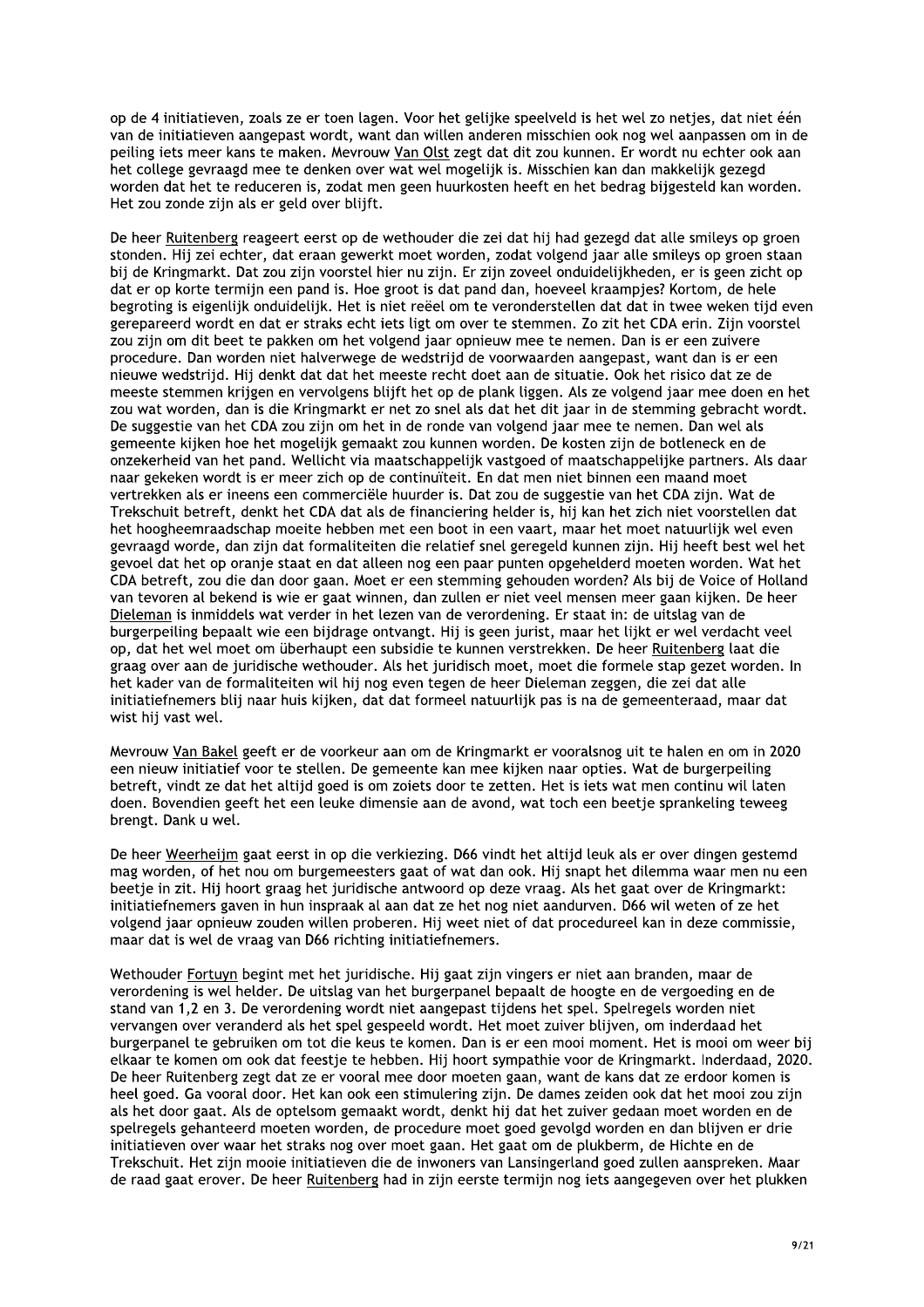op de 4 initiatieven, zoals ze er toen lagen. Voor het gelijke speelveld is het wel zo netjes, dat niet één van de initiatieven aangepast wordt, want dan willen anderen misschien ook nog wel aanpassen om in de peiling iets meer kans te maken. Mevrouw Van Olst zegt dat dit zou kunnen. Er wordt nu echter ook aan het college gevraagd mee te denken over wat wel mogelijk is. Misschien kan dan makkelijk gezegd worden dat het te reduceren is, zodat men geen huurkosten heeft en het bedrag bijgesteld kan worden. Het zou zonde zijn als er geld over blijft.

De heer Ruitenberg reageert eerst op de wethouder die zei dat hij had gezegd dat alle smileys op groen stonden. Hij zei echter, dat eraan gewerkt moet worden, zodat volgend jaar alle smileys op groen staan bij de Kringmarkt. Dat zou zijn voorstel hier nu zijn. Er zijn zoveel onduidelijkheden, er is geen zicht op dat er op korte termijn een pand is. Hoe groot is dat pand dan, hoeveel kraampjes? Kortom, de hele begroting is eigenlijk onduidelijk. Het is niet reëel om te veronderstellen dat dat in twee weken tijd even gerepareerd wordt en dat er straks echt iets ligt om over te stemmen. Zo zit het CDA erin. Zijn voorstel zou zijn om dit beet te pakken om het volgend jaar opnieuw mee te nemen. Dan is er een zuivere procedure. Dan worden niet halverwege de wedstrijd de voorwaarden aangepast, want dan is er een nieuwe wedstrijd. Hij denkt dat dat het meeste recht doet aan de situatie. Ook het risico dat ze de meeste stemmen krijgen en vervolgens blijft het op de plank liggen. Als ze volgend jaar mee doen en het zou wat worden, dan is die Kringmarkt er net zo snel als dat het dit jaar in de stemming gebracht wordt. De suggestie van het CDA zou zijn om het in de ronde van volgend jaar mee te nemen. Dan wel als gemeente kijken hoe het mogelijk gemaakt zou kunnen worden. De kosten zijn de botleneck en de onzekerheid van het pand. Wellicht via maatschappelijk vastgoed of maatschappelijke partners. Als daar naar gekeken wordt is er meer zich op de continuïteit. En dat men niet binnen een maand moet vertrekken als er ineens een commerciële huurder is. Dat zou de suggestie van het CDA zijn. Wat de Trekschuit betreft, denkt het CDA dat als de financiering helder is, hij kan het zich niet voorstellen dat het hoogheemraadschap moeite hebben met een boot in een vaart, maar het moet natuurlijk wel even gevraagd worde, dan zijn dat formaliteiten die relatief snel geregeld kunnen zijn. Hij heeft best wel het gevoel dat het op oranje staat en dat alleen nog een paar punten opgehelderd moeten worden. Wat het CDA betreft, zou die dan door gaan. Moet er een stemming gehouden worden? Als bij de Voice of Holland van tevoren al bekend is wie er gaat winnen, dan zullen er niet veel mensen meer gaan kijken. De heer Dieleman is inmiddels wat verder in het lezen van de verordening. Er staat in: de uitslag van de burgerpeiling bepaalt wie een bijdrage ontvangt. Hij is geen jurist, maar het lijkt er wel verdacht veel op, dat het wel moet om überhaupt een subsidie te kunnen verstrekken. De heer Ruitenberg laat die graag over aan de juridische wethouder. Als het juridisch moet, moet die formele stap gezet worden. In het kader van de formaliteiten wil hij nog even tegen de heer Dieleman zeggen, die zei dat alle initiatiefnemers blij naar huis kijken, dat dat formeel natuurlijk pas is na de gemeenteraad, maar dat wist hij vast wel.

Mevrouw Van Bakel geeft er de voorkeur aan om de Kringmarkt er vooralsnog uit te halen en om in 2020 een nieuw initiatief voor te stellen. De gemeente kan mee kijken naar opties. Wat de burgerpeiling betreft, vindt ze dat het altijd goed is om zoiets door te zetten. Het is iets wat men continu wil laten doen. Bovendien geeft het een leuke dimensie aan de avond, wat toch een beetje sprankeling teweeg brengt. Dank u wel.

De heer Weerheijm gaat eerst in op die verkiezing. D66 vindt het altijd leuk als er over dingen gestemd mag worden, of het nou om burgemeesters gaat of wat dan ook. Hij snapt het dilemma waar men nu een beetje in zit. Hij hoort graag het juridische antwoord op deze vraag. Als het gaat over de Kringmarkt: initiatiefnemers gaven in hun inspraak al aan dat ze het nog niet aandurven. D66 wil weten of ze het volgend jaar opnieuw zouden willen proberen. Hij weet niet of dat procedureel kan in deze commissie, maar dat is wel de vraag van D66 richting initiatiefnemers.

Wethouder Fortuyn begint met het juridische. Hij gaat zijn vingers er niet aan branden, maar de verordening is wel helder. De uitslag van het burgerpanel bepaalt de hoogte en de vergoeding en de stand van 1,2 en 3. De verordening wordt niet aangepast tijdens het spel. Spelregels worden niet vervangen over veranderd als het spel gespeeld wordt. Het moet zuiver blijven, om inderdaad het burgerpanel te gebruiken om tot die keus te komen. Dan is er een mooi moment. Het is mooi om weer bij elkaar te komen om ook dat feestje te hebben. Hij hoort sympathie voor de Kringmarkt. Inderdaad, 2020. De heer Ruitenberg zegt dat ze er vooral mee door moeten gaan, want de kans dat ze erdoor komen is heel goed. Ga vooral door. Het kan ook een stimulering zijn. De dames zeiden ook dat het mooi zou zijn als het door gaat. Als de optelsom gemaakt wordt, denkt hij dat het zuiver gedaan moet worden en de spelregels gehanteerd moeten worden, de procedure moet goed gevolgd worden en dan blijven er drie initiatieven over waar het straks nog over moet gaan. Het gaat om de plukberm, de Hichte en de Trekschuit. Het zijn mooie initiatieven die de inwoners van Lansingerland goed zullen aanspreken. Maar de raad gaat erover. De heer Ruitenberg had in zijn eerste termijn nog iets aangegeven over het plukken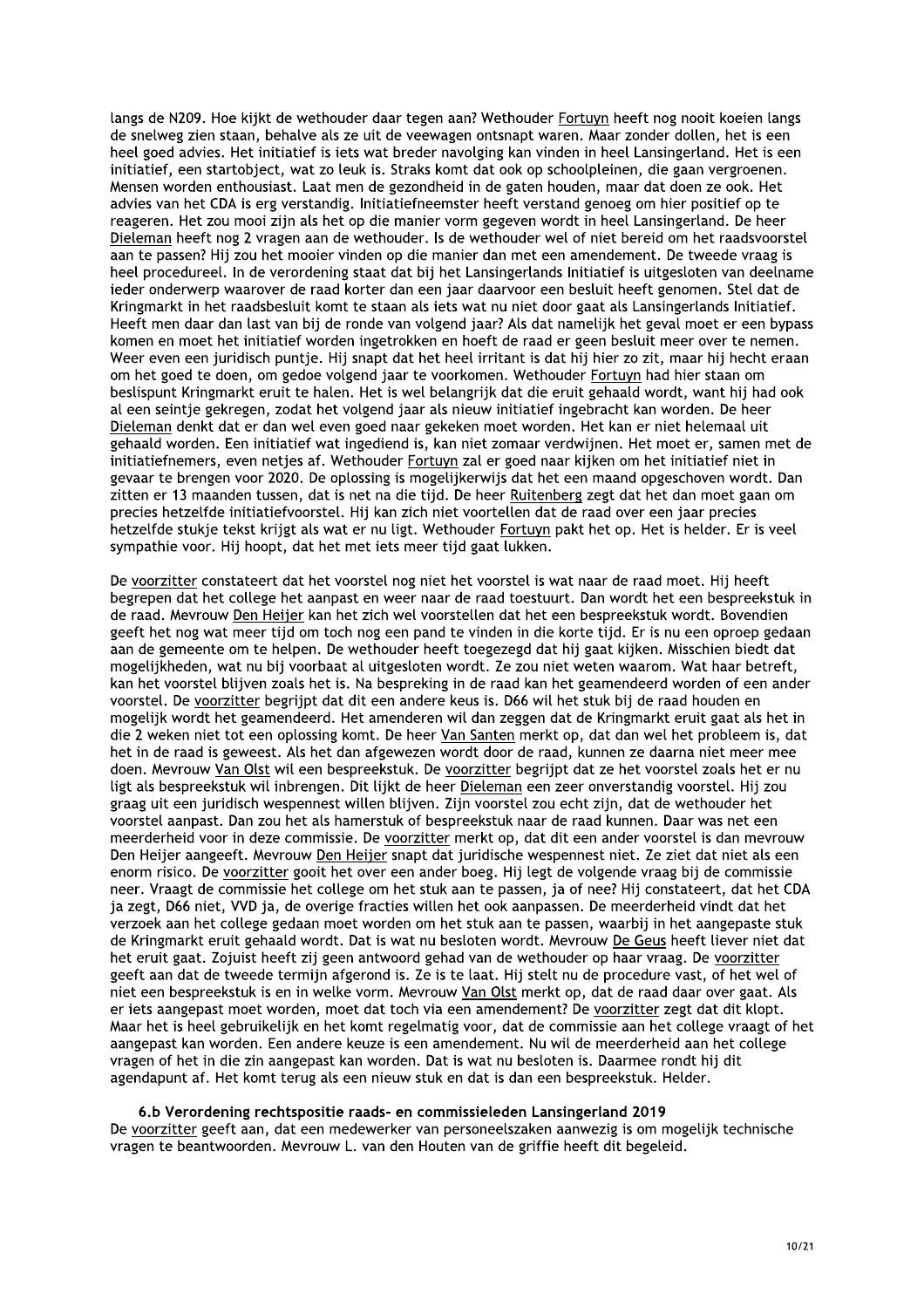langs de N209. Hoe kijkt de wethouder daar tegen aan? Wethouder Fortuyn heeft nog nooit koeien langs de snelweg zien staan, behalve als ze uit de veewagen ontsnapt waren. Maar zonder dollen, het is een heel goed advies. Het initiatief is iets wat breder navolging kan vinden in heel Lansingerland. Het is een initiatief, een startobject, wat zo leuk is. Straks komt dat ook op schoolpleinen, die gaan vergroenen. Mensen worden enthousiast. Laat men de gezondheid in de gaten houden, maar dat doen ze ook. Het advies van het CDA is erg verstandig. Initiatiefneemster heeft verstand genoeg om hier positief op te reageren. Het zou mooi zijn als het op die manier vorm gegeven wordt in heel Lansingerland. De heer Dieleman heeft nog 2 vragen aan de wethouder. Is de wethouder wel of niet bereid om het raadsvoorstel aan te passen? Hij zou het mooier vinden op die manier dan met een amendement. De tweede vraag is heel procedureel. In de verordening staat dat bij het Lansingerlands Initiatief is uitgesloten van deelname ieder onderwerp waarover de raad korter dan een jaar daarvoor een besluit heeft genomen. Stel dat de Kringmarkt in het raadsbesluit komt te staan als iets wat nu niet door gaat als Lansingerlands Initiatief. Heeft men daar dan last van bij de ronde van volgend jaar? Als dat namelijk het geval moet er een bypass komen en moet het initiatief worden ingetrokken en hoeft de raad er geen besluit meer over te nemen. Weer even een juridisch puntje. Hij snapt dat het heel irritant is dat hij hier zo zit, maar hij hecht eraan om het goed te doen, om gedoe volgend jaar te voorkomen. Wethouder Fortuyn had hier staan om beslispunt Kringmarkt eruit te halen. Het is wel belangrijk dat die eruit gehaald wordt, want hij had ook al een seintje gekregen, zodat het volgend jaar als nieuw initiatief ingebracht kan worden. De heer Dieleman denkt dat er dan wel even goed naar gekeken moet worden. Het kan er niet helemaal uit gehaald worden. Een initiatief wat ingediend is, kan niet zomaar verdwijnen. Het moet er, samen met de initiatiefnemers, even netjes af. Wethouder Fortuyn zal er goed naar kijken om het initiatief niet in gevaar te brengen voor 2020. De oplossing is mogelijkerwijs dat het een maand opgeschoven wordt. Dan zitten er 13 maanden tussen, dat is net na die tijd. De heer Ruitenberg zegt dat het dan moet gaan om precies hetzelfde initiatiefvoorstel. Hij kan zich niet voortellen dat de raad over een jaar precies hetzelfde stukje tekst krijgt als wat er nu ligt. Wethouder Fortuyn pakt het op. Het is helder. Er is veel sympathie voor. Hij hoopt, dat het met iets meer tijd gaat lukken.

De voorzitter constateert dat het voorstel nog niet het voorstel is wat naar de raad moet. Hij heeft begrepen dat het college het aanpast en weer naar de raad toestuurt. Dan wordt het een bespreekstuk in de raad. Mevrouw Den Heijer kan het zich wel voorstellen dat het een bespreekstuk wordt. Bovendien geeft het nog wat meer tijd om toch nog een pand te vinden in die korte tijd. Er is nu een oproep gedaan aan de gemeente om te helpen. De wethouder heeft toegezegd dat hij gaat kijken. Misschien biedt dat mogelijkheden, wat nu bij voorbaat al uitgesloten wordt. Ze zou niet weten waarom. Wat haar betreft, kan het voorstel blijven zoals het is. Na bespreking in de raad kan het geamendeerd worden of een ander voorstel. De voorzitter begrijpt dat dit een andere keus is. D66 wil het stuk bij de raad houden en mogelijk wordt het geamendeerd. Het amenderen wil dan zeggen dat de Kringmarkt eruit gaat als het in die 2 weken niet tot een oplossing komt. De heer Van Santen merkt op, dat dan wel het probleem is, dat het in de raad is geweest. Als het dan afgewezen wordt door de raad, kunnen ze daarna niet meer mee doen. Mevrouw Van Olst wil een bespreekstuk. De voorzitter begrijpt dat ze het voorstel zoals het er nu ligt als bespreekstuk wil inbrengen. Dit lijkt de heer Dieleman een zeer onverstandig voorstel. Hij zou graag uit een juridisch wespennest willen blijven. Zijn voorstel zou echt zijn, dat de wethouder het voorstel aanpast. Dan zou het als hamerstuk of bespreekstuk naar de raad kunnen. Daar was net een meerderheid voor in deze commissie. De voorzitter merkt op, dat dit een ander voorstel is dan mevrouw Den Heijer aangeeft. Mevrouw Den Heijer snapt dat juridische wespennest niet. Ze ziet dat niet als een enorm risico. De voorzitter gooit het over een ander boeg. Hij legt de volgende vraag bij de commissie neer. Vraagt de commissie het college om het stuk aan te passen, ja of nee? Hij constateert, dat het CDA ja zegt, D66 niet, VVD ja, de overige fracties willen het ook aanpassen. De meerderheid vindt dat het verzoek aan het college gedaan moet worden om het stuk aan te passen, waarbij in het aangepaste stuk de Kringmarkt eruit gehaald wordt. Dat is wat nu besloten wordt. Mevrouw De Geus heeft liever niet dat het eruit gaat. Zojuist heeft zij geen antwoord gehad van de wethouder op haar vraag. De voorzitter geeft aan dat de tweede termijn afgerond is. Ze is te laat. Hij stelt nu de procedure vast, of het wel of niet een bespreekstuk is en in welke vorm. Mevrouw Van Olst merkt op, dat de raad daar over gaat. Als er iets aangepast moet worden, moet dat toch via een amendement? De voorzitter zegt dat dit klopt. Maar het is heel gebruikelijk en het komt regelmatig voor, dat de commissie aan het college vraagt of het aangepast kan worden. Een andere keuze is een amendement. Nu wil de meerderheid aan het college vragen of het in die zin aangepast kan worden. Dat is wat nu besloten is. Daarmee rondt hij dit agendapunt af. Het komt terug als een nieuw stuk en dat is dan een bespreekstuk. Helder.

### 6.b Verordening rechtspositie raads- en commissieleden Lansingerland 2019

De voorzitter geeft aan, dat een medewerker van personeelszaken aanwezig is om mogelijk technische vragen te beantwoorden. Mevrouw L. van den Houten van de griffie heeft dit begeleid.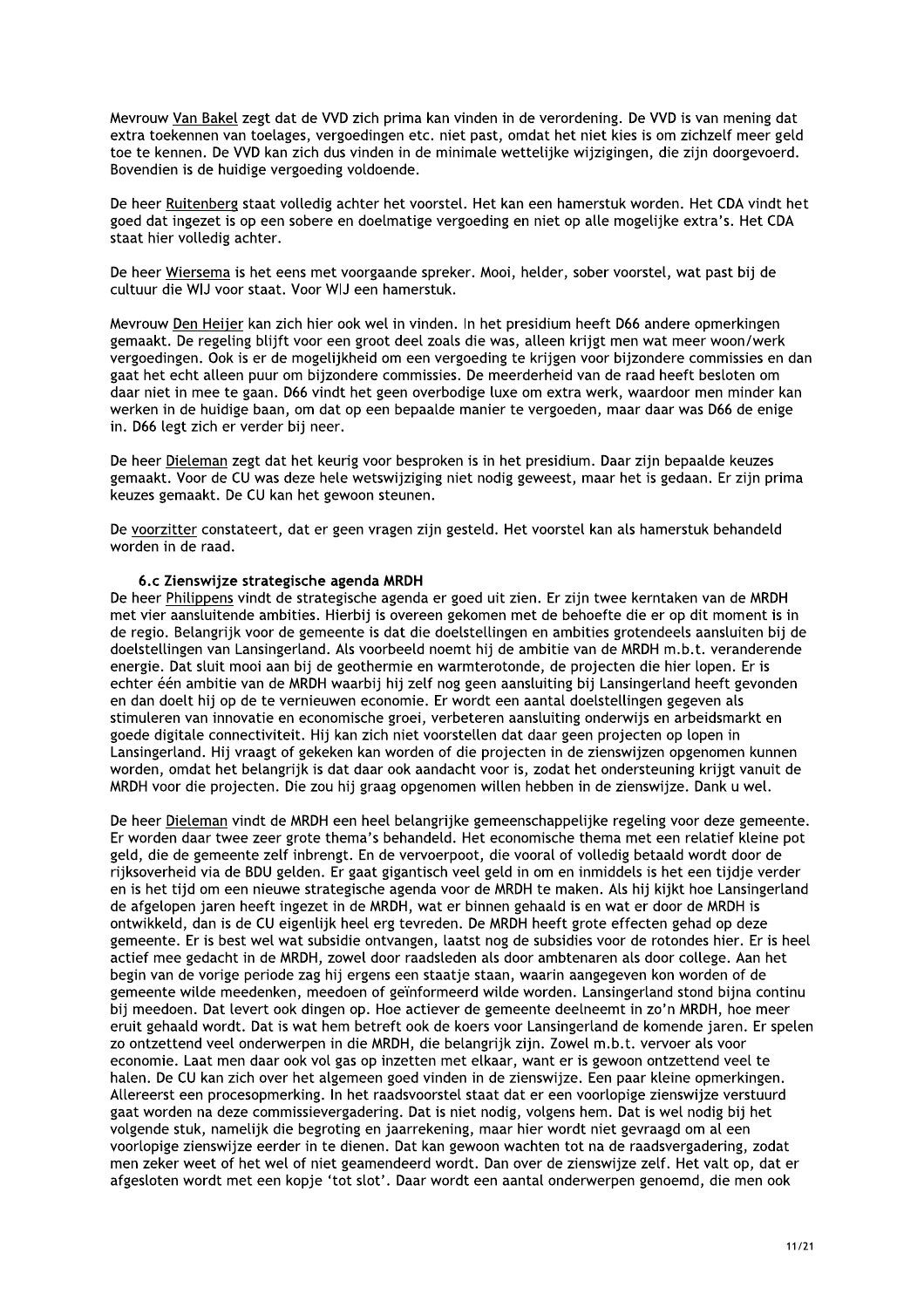Mevrouw Van Bakel zegt dat de VVD zich prima kan vinden in de verordening. De VVD is van mening dat extra toekennen van toelages, vergoedingen etc. niet past, omdat het niet kies is om zichzelf meer geld toe te kennen. De VVD kan zich dus vinden in de minimale wettelijke wijzigingen, die zijn doorgevoerd. Bovendien is de huidige vergoeding voldoende.

De heer Ruitenberg staat volledig achter het voorstel. Het kan een hamerstuk worden. Het CDA vindt het goed dat ingezet is op een sobere en doelmatige vergoeding en niet op alle mogelijke extra's. Het CDA staat hier volledig achter.

De heer Wiersema is het eens met voorgaande spreker. Mooi, helder, sober voorstel, wat past bij de cultuur die WIJ voor staat. Voor WIJ een hamerstuk.

Mevrouw Den Heijer kan zich hier ook wel in vinden. In het presidium heeft D66 andere opmerkingen gemaakt. De regeling blijft voor een groot deel zoals die was, alleen krijgt men wat meer woon/werk vergoedingen. Ook is er de mogelijkheid om een vergoeding te krijgen voor bijzondere commissies en dan gaat het echt alleen puur om bijzondere commissies. De meerderheid van de raad heeft besloten om daar niet in mee te gaan. D66 vindt het geen overbodige luxe om extra werk, waardoor men minder kan werken in de huidige baan, om dat op een bepaalde manier te vergoeden, maar daar was D66 de enige in. D66 legt zich er verder bij neer.

De heer Dieleman zegt dat het keurig voor besproken is in het presidium. Daar zijn bepaalde keuzes gemaakt. Voor de CU was deze hele wetswijziging niet nodig geweest, maar het is gedaan. Er zijn prima keuzes gemaakt. De CU kan het gewoon steunen.

De voorzitter constateert, dat er geen vragen zijn gesteld. Het voorstel kan als hamerstuk behandeld worden in de raad.

### 6.c Zienswijze strategische agenda MRDH

De heer Philippens vindt de strategische agenda er goed uit zien. Er zijn twee kerntaken van de MRDH met vier aansluitende ambities. Hierbij is overeen gekomen met de behoefte die er op dit moment is in de regio. Belangrijk voor de gemeente is dat die doelstellingen en ambities grotendeels aansluiten bij de doelstellingen van Lansingerland. Als voorbeeld noemt hij de ambitie van de MRDH m.b.t. veranderende energie. Dat sluit mooi aan bij de geothermie en warmterotonde, de projecten die hier lopen. Er is echter één ambitie van de MRDH waarbij hij zelf nog geen aansluiting bij Lansingerland heeft gevonden en dan doelt hij op de te vernieuwen economie. Er wordt een aantal doelstellingen gegeven als stimuleren van innovatie en economische groei, verbeteren aansluiting onderwijs en arbeidsmarkt en goede digitale connectiviteit. Hij kan zich niet voorstellen dat daar geen projecten op lopen in Lansingerland. Hij vraagt of gekeken kan worden of die projecten in de zienswijzen opgenomen kunnen worden, omdat het belangrijk is dat daar ook aandacht voor is, zodat het ondersteuning krijgt vanuit de MRDH voor die projecten. Die zou hij graag opgenomen willen hebben in de zienswijze. Dank u wel.

De heer Dieleman vindt de MRDH een heel belangrijke gemeenschappelijke regeling voor deze gemeente. Er worden daar twee zeer grote thema's behandeld. Het economische thema met een relatief kleine pot geld, die de gemeente zelf inbrengt. En de vervoerpoot, die vooral of volledig betaald wordt door de rijksoverheid via de BDU gelden. Er gaat gigantisch veel geld in om en inmiddels is het een tijdje verder en is het tijd om een nieuwe strategische agenda voor de MRDH te maken. Als hij kijkt hoe Lansingerland de afgelopen jaren heeft ingezet in de MRDH, wat er binnen gehaald is en wat er door de MRDH is ontwikkeld, dan is de CU eigenlijk heel erg tevreden. De MRDH heeft grote effecten gehad op deze gemeente. Er is best wel wat subsidie ontvangen, laatst nog de subsidies voor de rotondes hier. Er is heel actief mee gedacht in de MRDH, zowel door raadsleden als door ambtenaren als door college. Aan het begin van de vorige periode zag hij ergens een staatje staan, waarin aangegeven kon worden of de gemeente wilde meedenken, meedoen of geïnformeerd wilde worden. Lansingerland stond bijna continu bij meedoen. Dat levert ook dingen op. Hoe actiever de gemeente deelneemt in zo'n MRDH, hoe meer eruit gehaald wordt. Dat is wat hem betreft ook de koers voor Lansingerland de komende jaren. Er spelen zo ontzettend veel onderwerpen in die MRDH, die belangrijk zijn. Zowel m.b.t. vervoer als voor economie. Laat men daar ook vol gas op inzetten met elkaar, want er is gewoon ontzettend veel te halen. De CU kan zich over het algemeen goed vinden in de zienswijze. Een paar kleine opmerkingen. Allereerst een procesopmerking. In het raadsvoorstel staat dat er een voorlopige zienswijze verstuurd gaat worden na deze commissievergadering. Dat is niet nodig, volgens hem. Dat is wel nodig bij het volgende stuk, namelijk die begroting en jaarrekening, maar hier wordt niet gevraagd om al een voorlopige zienswijze eerder in te dienen. Dat kan gewoon wachten tot na de raadsvergadering, zodat men zeker weet of het wel of niet geamendeerd wordt. Dan over de zienswijze zelf. Het valt op, dat er afgesloten wordt met een kopje 'tot slot'. Daar wordt een aantal onderwerpen genoemd, die men ook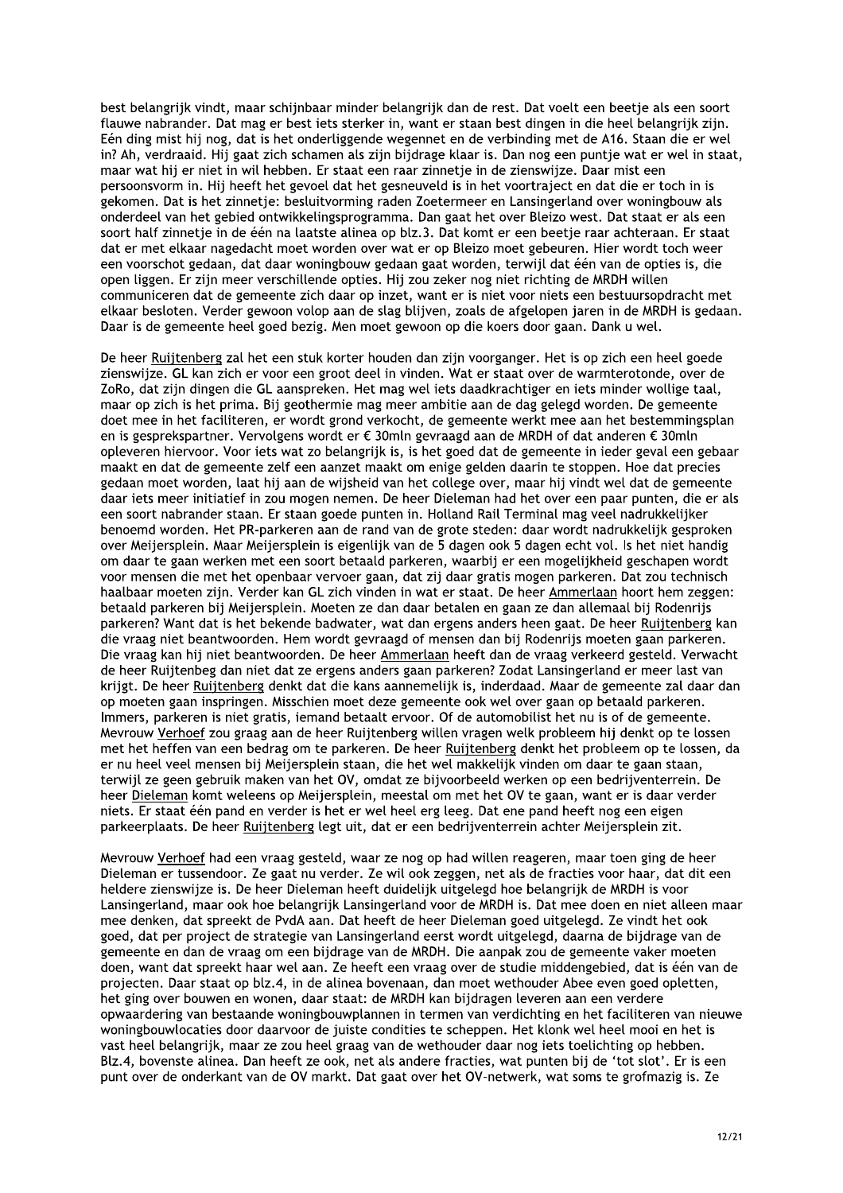best belangrijk vindt, maar schijnbaar minder belangrijk dan de rest. Dat voelt een beetje als een soort flauwe nabrander. Dat mag er best iets sterker in, want er staan best dingen in die heel belangrijk zijn. Eén ding mist hij nog, dat is het onderliggende wegennet en de verbinding met de A16. Staan die er wel in? Ah, verdraaid. Hij gaat zich schamen als zijn bijdrage klaar is. Dan nog een puntje wat er wel in staat, maar wat hij er niet in wil hebben. Er staat een raar zinnetje in de zienswijze. Daar mist een persoonsvorm in. Hij heeft het gevoel dat het gesneuveld is in het voortraject en dat die er toch in is gekomen. Dat is het zinnetje: besluitvorming raden Zoetermeer en Lansingerland over woningbouw als onderdeel van het gebied ontwikkelingsprogramma. Dan gaat het over Bleizo west. Dat staat er als een soort half zinnetje in de één na laatste alinea op blz.3. Dat komt er een beetje raar achteraan. Er staat dat er met elkaar nagedacht moet worden over wat er op Bleizo moet gebeuren. Hier wordt toch weer een voorschot gedaan, dat daar woningbouw gedaan gaat worden, terwijl dat één van de opties is, die open liggen. Er zijn meer verschillende opties. Hij zou zeker nog niet richting de MRDH willen communiceren dat de gemeente zich daar op inzet, want er is niet voor niets een bestuursopdracht met elkaar besloten. Verder gewoon volop aan de slag blijven, zoals de afgelopen jaren in de MRDH is gedaan. Daar is de gemeente heel goed bezig. Men moet gewoon op die koers door gaan. Dank u wel.

De heer Ruijtenberg zal het een stuk korter houden dan zijn voorganger. Het is op zich een heel goede zienswijze. GL kan zich er voor een groot deel in vinden. Wat er staat over de warmterotonde, over de ZoRo, dat zijn dingen die GL aanspreken. Het mag wel iets daadkrachtiger en iets minder wollige taal, maar op zich is het prima. Bij geothermie mag meer ambitie aan de dag gelegd worden. De gemeente doet mee in het faciliteren, er wordt grond verkocht, de gemeente werkt mee aan het bestemmingsplan en is gesprekspartner. Vervolgens wordt er € 30mln gevraagd aan de MRDH of dat anderen € 30mln opleveren hiervoor. Voor iets wat zo belangrijk is, is het goed dat de gemeente in ieder geval een gebaar maakt en dat de gemeente zelf een aanzet maakt om enige gelden daarin te stoppen. Hoe dat precies gedaan moet worden, laat hij aan de wijsheid van het college over, maar hij vindt wel dat de gemeente daar iets meer initiatief in zou mogen nemen. De heer Dieleman had het over een paar punten, die er als een soort nabrander staan. Er staan goede punten in. Holland Rail Terminal mag veel nadrukkelijker benoemd worden. Het PR-parkeren aan de rand van de grote steden: daar wordt nadrukkelijk gesproken over Meijersplein. Maar Meijersplein is eigenlijk van de 5 dagen ook 5 dagen echt vol. Is het niet handig om daar te gaan werken met een soort betaald parkeren, waarbij er een mogelijkheid geschapen wordt voor mensen die met het openbaar vervoer gaan, dat zij daar gratis mogen parkeren. Dat zou technisch haalbaar moeten zijn. Verder kan GL zich vinden in wat er staat. De heer Ammerlaan hoort hem zeggen: betaald parkeren bij Meijersplein. Moeten ze dan daar betalen en gaan ze dan allemaal bij Rodenrijs parkeren? Want dat is het bekende badwater, wat dan ergens anders heen gaat. De heer Ruijtenberg kan die vraag niet beantwoorden. Hem wordt gevraagd of mensen dan bij Rodenrijs moeten gaan parkeren. Die vraag kan hij niet beantwoorden. De heer Ammerlaan heeft dan de vraag verkeerd gesteld. Verwacht de heer Ruijtenbeg dan niet dat ze ergens anders gaan parkeren? Zodat Lansingerland er meer last van krijgt. De heer Ruijtenberg denkt dat die kans aannemelijk is, inderdaad. Maar de gemeente zal daar dan op moeten gaan inspringen. Misschien moet deze gemeente ook wel over gaan op betaald parkeren. Immers, parkeren is niet gratis, iemand betaalt ervoor. Of de automobilist het nu is of de gemeente. Mevrouw Verhoef zou graag aan de heer Ruijtenberg willen vragen welk probleem hij denkt op te lossen met het heffen van een bedrag om te parkeren. De heer Ruijtenberg denkt het probleem op te lossen, da er nu heel veel mensen bij Meijersplein staan, die het wel makkelijk vinden om daar te gaan staan, terwijl ze geen gebruik maken van het OV, omdat ze bijvoorbeeld werken op een bedrijventerrein. De heer Dieleman komt weleens op Meijersplein, meestal om met het OV te gaan, want er is daar verder niets. Er staat één pand en verder is het er wel heel erg leeg. Dat ene pand heeft nog een eigen parkeerplaats. De heer Ruijtenberg legt uit, dat er een bedrijventerrein achter Meijersplein zit.

Mevrouw Verhoef had een vraag gesteld, waar ze nog op had willen reageren, maar toen ging de heer Dieleman er tussendoor. Ze gaat nu verder. Ze wil ook zeggen, net als de fracties voor haar, dat dit een heldere zienswijze is. De heer Dieleman heeft duidelijk uitgelegd hoe belangrijk de MRDH is voor Lansingerland, maar ook hoe belangrijk Lansingerland voor de MRDH is. Dat mee doen en niet alleen maar mee denken, dat spreekt de PvdA aan. Dat heeft de heer Dieleman goed uitgelegd. Ze vindt het ook goed, dat per project de strategie van Lansingerland eerst wordt uitgelegd, daarna de bijdrage van de gemeente en dan de vraag om een bijdrage van de MRDH. Die aanpak zou de gemeente vaker moeten doen, want dat spreekt haar wel aan. Ze heeft een vraag over de studie middengebied, dat is één van de projecten. Daar staat op blz.4, in de alinea bovenaan, dan moet wethouder Abee even goed opletten, het ging over bouwen en wonen, daar staat: de MRDH kan bijdragen leveren aan een verdere opwaardering van bestaande woningbouwplannen in termen van verdichting en het faciliteren van nieuwe woningbouwlocaties door daarvoor de juiste condities te scheppen. Het klonk wel heel mooi en het is vast heel belangrijk, maar ze zou heel graag van de wethouder daar nog iets toelichting op hebben. Blz.4, bovenste alinea. Dan heeft ze ook, net als andere fracties, wat punten bij de 'tot slot'. Er is een punt over de onderkant van de OV markt. Dat gaat over het OV-netwerk, wat soms te grofmazig is. Ze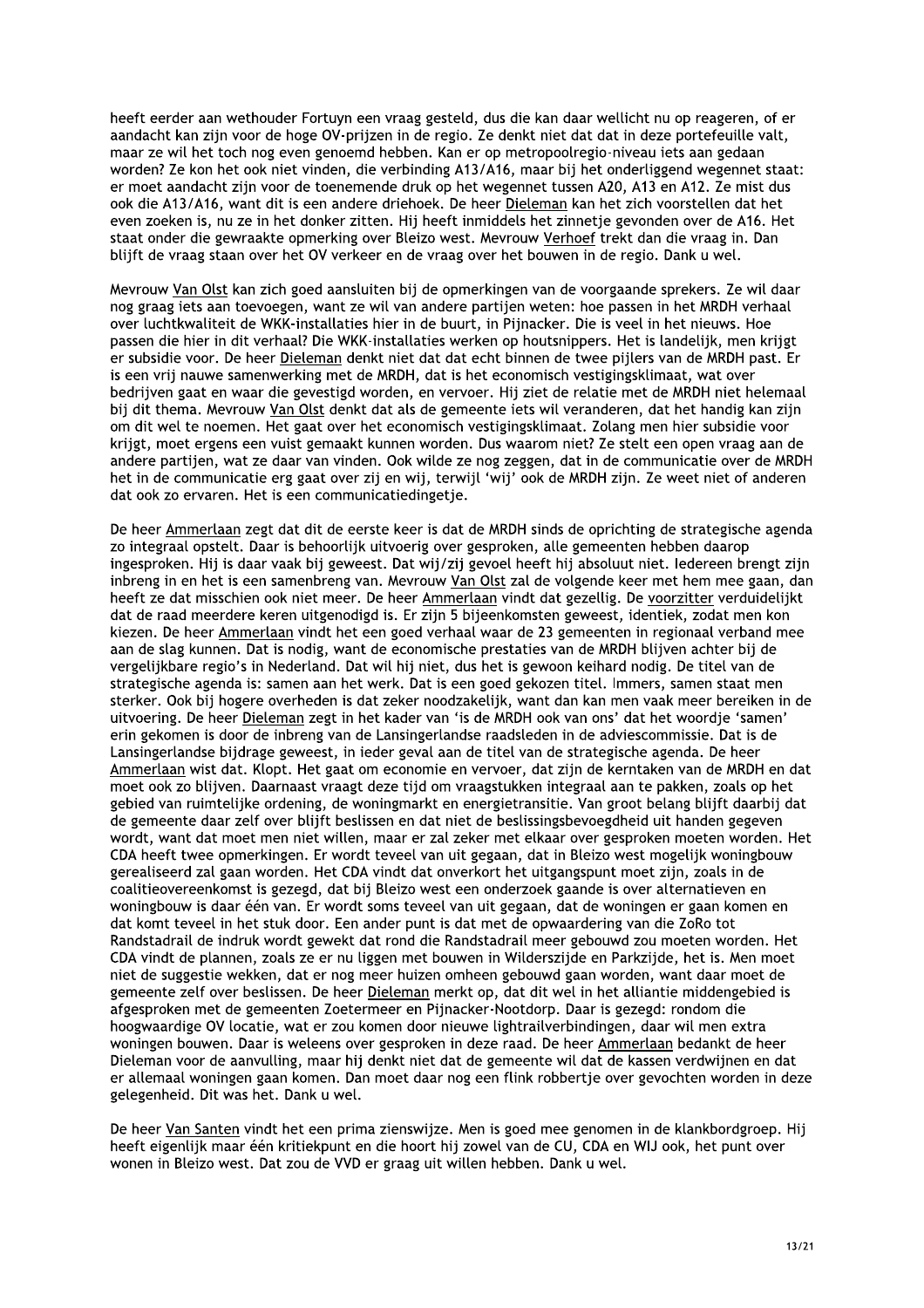heeft eerder aan wethouder Fortuyn een vraag gesteld, dus die kan daar wellicht nu op reageren, of er aandacht kan zijn voor de hoge OV-prijzen in de regio. Ze denkt niet dat dat in deze portefeuille valt, maar ze wil het toch nog even genoemd hebben. Kan er op metropoolregio-niveau iets aan gedaan worden? Ze kon het ook niet vinden, die verbinding A13/A16, maar bij het onderliggend wegennet staat: er moet aandacht zijn voor de toenemende druk op het wegennet tussen A20, A13 en A12. Ze mist dus ook die A13/A16, want dit is een andere driehoek. De heer Dieleman kan het zich voorstellen dat het even zoeken is, nu ze in het donker zitten. Hij heeft inmiddels het zinnetje gevonden over de A16. Het staat onder die gewraakte opmerking over Bleizo west. Mevrouw Verhoef trekt dan die vraag in. Dan blijft de vraag staan over het OV verkeer en de vraag over het bouwen in de regio. Dank u wel.

Mevrouw Van Olst kan zich goed aansluiten bij de opmerkingen van de voorgaande sprekers. Ze wil daar nog graag iets aan toevoegen, want ze wil van andere partijen weten: hoe passen in het MRDH verhaal over luchtkwaliteit de WKK-installaties hier in de buurt, in Pijnacker. Die is veel in het nieuws. Hoe passen die hier in dit verhaal? Die WKK-installaties werken op houtsnippers. Het is landelijk, men krijgt er subsidie voor. De heer Dieleman denkt niet dat dat echt binnen de twee pijlers van de MRDH past. Er is een vrij nauwe samenwerking met de MRDH, dat is het economisch vestigingsklimaat, wat over bedrijven gaat en waar die gevestigd worden, en vervoer. Hij ziet de relatie met de MRDH niet helemaal bij dit thema. Mevrouw Van Olst denkt dat als de gemeente iets wil veranderen, dat het handig kan zijn om dit wel te noemen. Het gaat over het economisch vestigingsklimaat. Zolang men hier subsidie voor krijgt, moet ergens een vuist gemaakt kunnen worden. Dus waarom niet? Ze stelt een open vraag aan de andere partijen, wat ze daar van vinden. Ook wilde ze nog zeggen, dat in de communicatie over de MRDH het in de communicatie erg gaat over zij en wij, terwijl 'wij' ook de MRDH zijn. Ze weet niet of anderen dat ook zo ervaren. Het is een communicatiedingetje.

De heer Ammerlaan zegt dat dit de eerste keer is dat de MRDH sinds de oprichting de strategische agenda zo integraal opstelt. Daar is behoorlijk uitvoerig over gesproken, alle gemeenten hebben daarop ingesproken. Hij is daar vaak bij geweest. Dat wij/zij gevoel heeft hij absoluut niet. Iedereen brengt zijn inbreng in en het is een samenbreng van. Mevrouw Van Olst zal de volgende keer met hem mee gaan, dan heeft ze dat misschien ook niet meer. De heer Ammerlaan vindt dat gezellig. De voorzitter verduidelijkt dat de raad meerdere keren uitgenodigd is. Er zijn 5 bijeenkomsten geweest, identiek, zodat men kon kiezen. De heer Ammerlaan vindt het een goed verhaal waar de 23 gemeenten in regionaal verband mee aan de slag kunnen. Dat is nodig, want de economische prestaties van de MRDH blijven achter bij de vergelijkbare regio's in Nederland. Dat wil hij niet, dus het is gewoon keihard nodig. De titel van de strategische agenda is: samen aan het werk. Dat is een goed gekozen titel. Immers, samen staat men sterker. Ook bij hogere overheden is dat zeker noodzakelijk, want dan kan men vaak meer bereiken in de uitvoering. De heer Dieleman zegt in het kader van 'is de MRDH ook van ons' dat het woordje 'samen' erin gekomen is door de inbreng van de Lansingerlandse raadsleden in de adviescommissie. Dat is de Lansingerlandse bijdrage geweest, in ieder geval aan de titel van de strategische agenda. De heer Ammerlaan wist dat. Klopt. Het gaat om economie en vervoer, dat zijn de kerntaken van de MRDH en dat moet ook zo blijven. Daarnaast vraagt deze tijd om vraagstukken integraal aan te pakken, zoals op het gebied van ruimtelijke ordening, de woningmarkt en energietransitie. Van groot belang blijft daarbij dat de gemeente daar zelf over blijft beslissen en dat niet de beslissingsbevoegdheid uit handen gegeven wordt, want dat moet men niet willen, maar er zal zeker met elkaar over gesproken moeten worden. Het CDA heeft twee opmerkingen. Er wordt teveel van uit gegaan, dat in Bleizo west mogelijk woningbouw gerealiseerd zal gaan worden. Het CDA vindt dat onverkort het uitgangspunt moet zijn, zoals in de coalitieovereenkomst is gezegd, dat bij Bleizo west een onderzoek gaande is over alternatieven en woningbouw is daar één van. Er wordt soms teveel van uit gegaan, dat de woningen er gaan komen en dat komt teveel in het stuk door. Een ander punt is dat met de opwaardering van die ZoRo tot Randstadrail de indruk wordt gewekt dat rond die Randstadrail meer gebouwd zou moeten worden. Het CDA vindt de plannen, zoals ze er nu liggen met bouwen in Wilderszijde en Parkzijde, het is. Men moet niet de suggestie wekken, dat er nog meer huizen omheen gebouwd gaan worden, want daar moet de gemeente zelf over beslissen. De heer Dieleman merkt op, dat dit wel in het alliantie middengebied is afgesproken met de gemeenten Zoetermeer en Pijnacker-Nootdorp. Daar is gezegd: rondom die hoogwaardige OV locatie, wat er zou komen door nieuwe lightrailverbindingen, daar wil men extra woningen bouwen. Daar is weleens over gesproken in deze raad. De heer Ammerlaan bedankt de heer Dieleman voor de aanvulling, maar hij denkt niet dat de gemeente wil dat de kassen verdwijnen en dat er allemaal woningen gaan komen. Dan moet daar nog een flink robbertje over gevochten worden in deze gelegenheid. Dit was het. Dank u wel.

De heer Van Santen vindt het een prima zienswijze. Men is goed mee genomen in de klankbordgroep. Hij heeft eigenlijk maar één kritiekpunt en die hoort hij zowel van de CU, CDA en WIJ ook, het punt over wonen in Bleizo west. Dat zou de VVD er graag uit willen hebben. Dank u wel.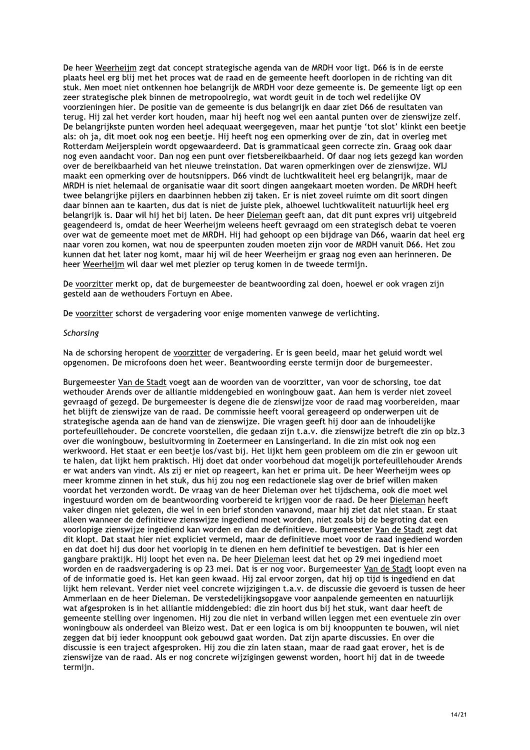De heer Weerheijm zegt dat concept strategische agenda van de MRDH voor ligt. D66 is in de eerste plaats heel erg blij met het proces wat de raad en de gemeente heeft doorlopen in de richting van dit stuk. Men moet niet ontkennen hoe belangrijk de MRDH voor deze gemeente is. De gemeente ligt op een zeer strategische plek binnen de metropoolregio, wat wordt geuit in de toch wel redelijke OV voorzieningen hier. De positie van de gemeente is dus belangrijk en daar ziet D66 de resultaten van terug. Hij zal het verder kort houden, maar hij heeft nog wel een aantal punten over de zienswijze zelf. De belangrijkste punten worden heel adequaat weergegeven, maar het puntje 'tot slot' klinkt een beetje als: oh ja, dit moet ook nog een beetje. Hij heeft nog een opmerking over de zin, dat in overleg met Rotterdam Meijersplein wordt opgewaardeerd. Dat is grammaticaal geen correcte zin. Graag ook daar nog even aandacht voor. Dan nog een punt over fietsbereikbaarheid. Of daar nog iets gezegd kan worden over de bereikbaarheid van het nieuwe treinstation. Dat waren opmerkingen over de zienswijze. WIJ maakt een opmerking over de houtsnippers. D66 vindt de luchtkwaliteit heel erg belangrijk, maar de MRDH is niet helemaal de organisatie waar dit soort dingen aangekaart moeten worden. De MRDH heeft twee belangrijke pijlers en daarbinnen hebben zij taken. Er is niet zoveel ruimte om dit soort dingen daar binnen aan te kaarten, dus dat is niet de juiste plek, alhoewel luchtkwaliteit natuurlijk heel erg belangrijk is. Daar wil hij het bij laten. De heer Dieleman geeft aan, dat dit punt expres vrij uitgebreid geagendeerd is, omdat de heer Weerheijm weleens heeft gevraagd om een strategisch debat te voeren over wat de gemeente moet met de MRDH. Hij had gehoopt op een bijdrage van D66, waarin dat heel erg naar voren zou komen, wat nou de speerpunten zouden moeten zijn voor de MRDH vanuit D66. Het zou kunnen dat het later nog komt, maar hij wil de heer Weerheijm er graag nog even aan herinneren. De heer Weerheijm wil daar wel met plezier op terug komen in de tweede termijn.

De voorzitter merkt op, dat de burgemeester de beantwoording zal doen, hoewel er ook vragen zijn gesteld aan de wethouders Fortuyn en Abee.

De voorzitter schorst de vergadering voor enige momenten vanwege de verlichting.

*Schorsing*

Na de schorsing heropent de voorzitter de vergadering. Er is geen beeld, maar het geluid wordt wel opgenomen. De microfoons doen het weer. Beantwoording eerste termijn door de burgemeester.

Burgemeester Van de Stadt voegt aan de woorden van de voorzitter, van voor de schorsing, toe dat wethouder Arends over de alliantie middengebied en woningbouw gaat. Aan hem is verder niet zoveel gevraagd of gezegd. De burgemeester is degene die de zienswijze voor de raad mag voorbereiden, maar het blijft de zienswijze van de raad. De commissie heeft vooral gereageerd op onderwerpen uit de strategische agenda aan de hand van de zienswijze. Die vragen geeft hij door aan de inhoudelijke portefeuillehouder. De concrete voorstellen, die gedaan zijn t.a.v. die zienswijze betreft die zin op blz.3 over die woningbouw, besluitvorming in Zoetermeer en Lansingerland. In die zin mist ook nog een werkwoord. Het staat er een beetje los/vast bij. Het lijkt hem geen probleem om die zin er gewoon uit te halen, dat lijkt hem praktisch. Hij doet dat onder voorbehoud dat mogelijk portefeuillehouder Arends er wat anders van vindt. Als zij er niet op reageert, kan het er prima uit. De heer Weerheijm wees op meer kromme zinnen in het stuk, dus hij zou nog een redactionele slag over de brief willen maken voordat het verzonden wordt. De vraag van de heer Dieleman over het tijdschema, ook die moet wel ingestuurd worden om de beantwoording voorbereid te krijgen voor de raad. De heer Dieleman heeft vaker dingen niet gelezen, die wel in een brief stonden vanavond, maar hij ziet dat niet staan. Er staat alleen wanneer de definitieve zienswijze ingediend moet worden, niet zoals bij de begroting dat een voorlopige zienswijze ingediend kan worden en dan de definitieve. Burgemeester Van de Stadt zegt dat dit klopt. Dat staat hier niet expliciet vermeld, maar de definitieve moet voor de raad ingediend worden en dat doet hij dus door het voorlopig in te dienen en hem definitief te bevestigen. Dat is hier een gangbare praktijk. Hij loopt het even na. De heer Dieleman leest dat het op 29 mei ingediend moet worden en de raadsvergadering is op 23 mei. Dat is er nog voor. Burgemeester Van de Stadt loopt even na of de informatie goed is. Het kan geen kwaad. Hij zal ervoor zorgen, dat hij op tijd is ingediend en dat lijkt hem relevant. Verder niet veel concrete wijzigingen t.a.v. de discussie die gevoerd is tussen de heer Ammerlaan en de heer Dieleman. De verstedelijkingsopgave voor aanpalende gemeenten en natuurlijk wat afgesproken is in het alliantie middengebied: die zin hoort dus bij het stuk, want daar heeft de gemeente stelling over ingenomen. Hij zou die niet in verband willen leggen met een eventuele zin over woningbouw als onderdeel van Bleizo west. Dat er een logica is om bij knooppunten te bouwen, wil niet zeggen dat bij ieder knooppunt ook gebouwd gaat worden. Dat zijn aparte discussies. En over die discussie is een traject afgesproken. Hij zou die zin laten staan, maar de raad gaat erover, het is de zienswijze van de raad. Als er nog concrete wijzigingen gewenst worden, hoort hij dat in de tweede termijn.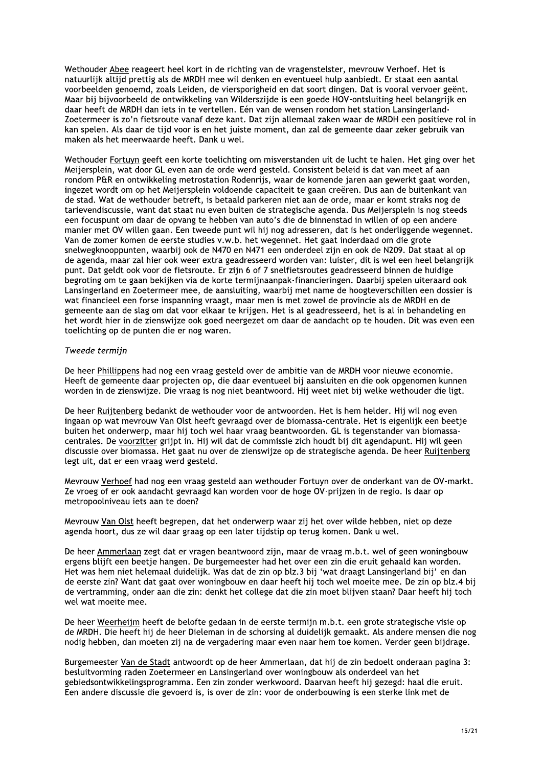Wethouder Abee reageert heel kort in de richting van de vragenstelster, mevrouw Verhoef. Het is natuurlijk altijd prettig als de MRDH mee wil denken en eventueel hulp aanbiedt. Er staat een aantal voorbeelden genoemd, zoals Leiden, de viersporigheid en dat soort dingen. Dat is vooral vervoer geënt. Maar bij bijvoorbeeld de ontwikkeling van Wilderszijde is een goede HOV-ontsluiting heel belangrijk en daar heeft de MRDH dan iets in te vertellen. Eén van de wensen rondom het station Lansingerland-Zoetermeer is zo'n fietsroute vanaf deze kant. Dat zijn allemaal zaken waar de MRDH een positieve rol in kan spelen. Als daar de tijd voor is en het juiste moment, dan zal de gemeente daar zeker gebruik van maken als het meerwaarde heeft. Dank u wel.

Wethouder Fortuyn geeft een korte toelichting om misverstanden uit de lucht te halen. Het ging over het Meijersplein, wat door GL even aan de orde werd gesteld. Consistent beleid is dat van meet af aan rondom P&R en ontwikkeling metrostation Rodenrijs, waar de komende jaren aan gewerkt gaat worden, ingezet wordt om op het Meijersplein voldoende capaciteit te gaan creëren. Dus aan de buitenkant van de stad. Wat de wethouder betreft, is betaald parkeren niet aan de orde, maar er komt straks nog de tarievendiscussie, want dat staat nu even buiten de strategische agenda. Dus Meijersplein is nog steeds een focuspunt om daar de opvang te hebben van auto's die de binnenstad in willen of op een andere manier met OV willen gaan. Een tweede punt wil hij nog adresseren, dat is het onderliggende wegennet. Van de zomer komen de eerste studies v.w.b. het wegennet. Het gaat inderdaad om die grote snelwegknooppunten, waarbij ook de N470 en N471 een onderdeel zijn en ook de N209. Dat staat al op de agenda, maar zal hier ook weer extra geadresseerd worden van: luister, dit is wel een heel belangrijk punt. Dat geldt ook voor de fietsroute. Er zijn 6 of 7 snelfietsroutes geadresseerd binnen de huidige begroting om te gaan bekijken via de korte termijnaanpak-financieringen. Daarbij spelen uiteraard ook Lansingerland en Zoetermeer mee, de aansluiting, waarbij met name de hoogteverschillen een dossier is wat financieel een forse inspanning vraagt, maar men is met zowel de provincie als de MRDH en de gemeente aan de slag om dat voor elkaar te krijgen. Het is al geadresseerd, het is al in behandeling en het wordt hier in de zienswijze ook goed neergezet om daar de aandacht op te houden. Dit was even een toelichting op de punten die er nog waren.

*Tweede termijn*

De heer Phillippens had nog een vraag gesteld over de ambitie van de MRDH voor nieuwe economie. Heeft de gemeente daar projecten op, die daar eventueel bij aansluiten en die ook opgenomen kunnen worden in de zienswijze. Die vraag is nog niet beantwoord. Hij weet niet bij welke wethouder die ligt.

De heer Ruijtenberg bedankt de wethouder voor de antwoorden. Het is hem helder. Hij wil nog even ingaan op wat mevrouw Van Olst heeft gevraagd over de biomassa-centrale. Het is eigenlijk een beetje buiten het onderwerp, maar hij toch wel haar vraag beantwoorden. GL is tegenstander van biomassa-centrales. De voorzitter grijpt in. Hij wil dat de commissie zich houdt bij dit agendapunt. Hij wil geen discussie over biomassa. Het gaat nu over de zienswijze op de strategische agenda. De heer Ruijtenberg legt uit, dat er een vraag werd gesteld.

Mevrouw Verhoef had nog een vraag gesteld aan wethouder Fortuyn over de onderkant van de OV-markt. Ze vroeg of er ook aandacht gevraagd kan worden voor de hoge OV-prijzen in de regio. Is daar op metropoolniveau iets aan te doen?

Mevrouw Van Olst heeft begrepen, dat het onderwerp waar zij het over wilde hebben, niet op deze agenda hoort, dus ze wil daar graag op een later tijdstip op terug komen. Dank u wel.

De heer Ammerlaan zegt dat er vragen beantwoord zijn, maar de vraag m.b.t. wel of geen woningbouw ergens blijft een beetje hangen. De burgemeester had het over een zin die eruit gehaald kan worden. Het was hem niet helemaal duidelijk. Was dat de zin op blz.3 bij 'wat draagt Lansingerland bij' en dan de eerste zin? Want dat gaat over woningbouw en daar heeft hij toch wel moeite mee. De zin op blz.4 bij de vertramming, onder aan die zin: denkt het college dat die zin moet blijven staan? Daar heeft hij toch wel wat moeite mee.

De heer Weerheijm heeft de belofte gedaan in de eerste termijn m.b.t. een grote strategische visie op de MRDH. Die heeft hij de heer Dieleman in de schorsing al duidelijk gemaakt. Als andere mensen die nog nodig hebben, dan moeten zij na de vergadering maar even naar hem toe komen. Verder geen bijdrage.

Burgemeester Van de Stadt antwoordt op de heer Ammerlaan, dat hij de zin bedoelt onderaan pagina 3: besluitvorming raden Zoetermeer en Lansingerland over woningbouw als onderdeel van het gebiedsontwikkelingsprogramma. Een zin zonder werkwoord. Daarvan heeft hij gezegd: haal die eruit. Een andere discussie die gevoerd is, is over de zin: voor de onderbouwing is een sterke link met de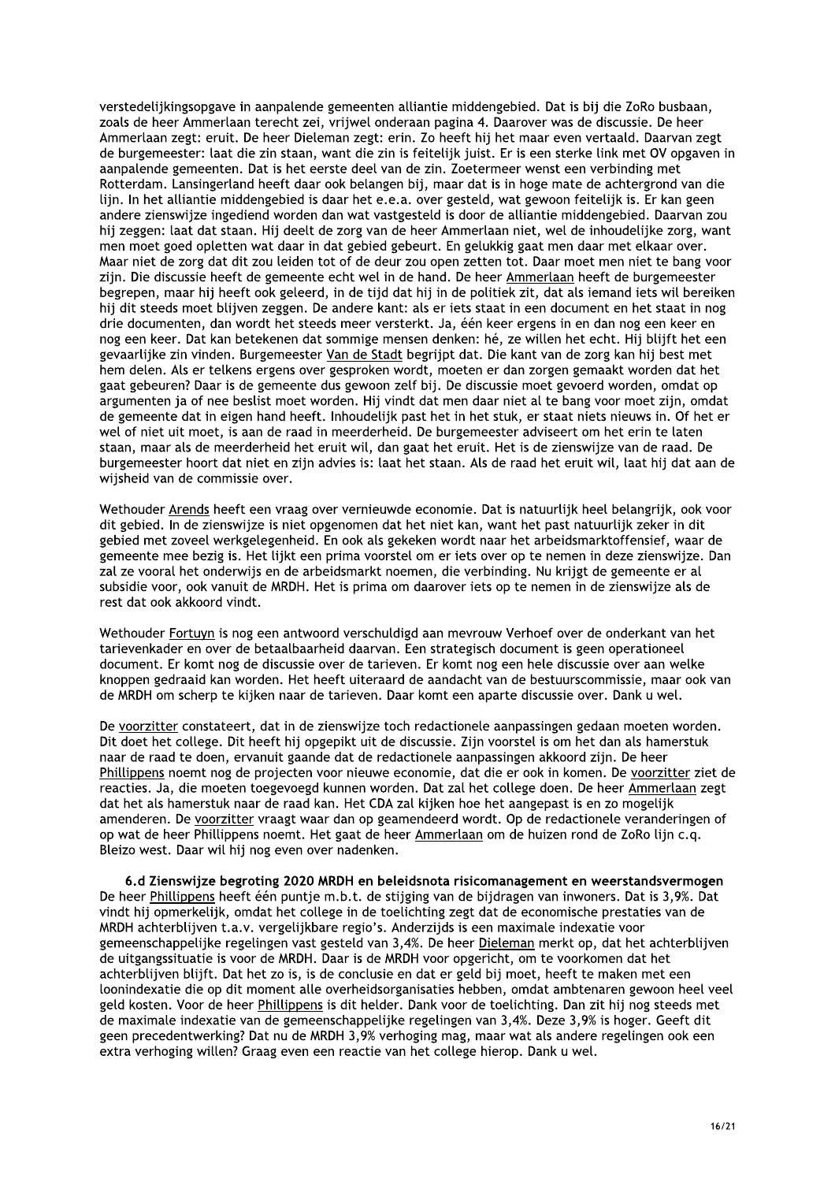verstedelijkingsopgave in aanpalende gemeenten alliantie middengebied. Dat is bij die ZoRo busbaan, zoals de heer Ammerlaan terecht zei, vrijwel onderaan pagina 4. Daarover was de discussie. De heer Ammerlaan zegt: eruit. De heer Dieleman zegt: erin. Zo heeft hij het maar even vertaald. Daarvan zegt de burgemeester: laat die zin staan, want die zin is feitelijk juist. Er is een sterke link met OV opgaven in aanpalende gemeenten. Dat is het eerste deel van de zin. Zoetermeer wenst een verbinding met Rotterdam. Lansingerland heeft daar ook belangen bij, maar dat is in hoge mate de achtergrond van die lijn. In het alliantie middengebied is daar het e.e.a. over gesteld, wat gewoon feitelijk is. Er kan geen andere zienswijze ingediend worden dan wat vastgesteld is door de alliantie middengebied. Daarvan zou hij zeggen: laat dat staan. Hij deelt de zorg van de heer Ammerlaan niet, wel de inhoudelijke zorg, want men moet goed opletten wat daar in dat gebied gebeurt. En gelukkig gaat men daar met elkaar over. Maar niet de zorg dat dit zou leiden tot of de deur zou open zetten tot. Daar moet men niet te bang voor zijn. Die discussie heeft de gemeente echt wel in de hand. De heer Ammerlaan heeft de burgemeester begrepen, maar hij heeft ook geleerd, in de tijd dat hij in de politiek zit, dat als iemand iets wil bereiken hij dit steeds moet blijven zeggen. De andere kant: als er iets staat in een document en het staat in nog drie documenten, dan wordt het steeds meer versterkt. Ja, één keer ergens in en dan nog een keer en nog een keer. Dat kan betekenen dat sommige mensen denken: hé, ze willen het echt. Hij blijft het een gevaarlijke zin vinden. Burgemeester Van de Stadt begrijpt dat. Die kant van de zorg kan hij best met hem delen. Als er telkens ergens over gesproken wordt, moeten er dan zorgen gemaakt worden dat het gaat gebeuren? Daar is de gemeente dus gewoon zelf bij. De discussie moet gevoerd worden, omdat op argumenten ja of nee beslist moet worden. Hij vindt dat men daar niet al te bang voor moet zijn, omdat de gemeente dat in eigen hand heeft. Inhoudelijk past het in het stuk, er staat niets nieuws in. Of het er wel of niet uit moet, is aan de raad in meerderheid. De burgemeester adviseert om het erin te laten staan, maar als de meerderheid het eruit wil, dan gaat het eruit. Het is de zienswijze van de raad. De burgemeester hoort dat niet en zijn advies is: laat het staan. Als de raad het eruit wil, laat hij dat aan de wijsheid van de commissie over.

Wethouder Arends heeft een vraag over vernieuwde economie. Dat is natuurlijk heel belangrijk, ook voor dit gebied. In de zienswijze is niet opgenomen dat het niet kan, want het past natuurlijk zeker in dit gebied met zoveel werkgelegenheid. En ook als gekeken wordt naar het arbeidsmarktoffensief, waar de gemeente mee bezig is. Het lijkt een prima voorstel om er iets over op te nemen in deze zienswijze. Dan zal ze vooral het onderwijs en de arbeidsmarkt noemen, die verbinding. Nu krijgt de gemeente er al subsidie voor, ook vanuit de MRDH. Het is prima om daarover iets op te nemen in de zienswijze als de rest dat ook akkoord vindt.

Wethouder Fortuyn is nog een antwoord verschuldigd aan mevrouw Verhoef over de onderkant van het tarievenkader en over de betaalbaarheid daarvan. Een strategisch document is geen operationeel document. Er komt nog de discussie over de tarieven. Er komt nog een hele discussie over aan welke knoppen gedraaid kan worden. Het heeft uiteraard de aandacht van de bestuurscommissie, maar ook van de MRDH om scherp te kijken naar de tarieven. Daar komt een aparte discussie over. Dank u wel.

De voorzitter constateert, dat in de zienswijze toch redactionele aanpassingen gedaan moeten worden. Dit doet het college. Dit heeft hij opgepikt uit de discussie. Zijn voorstel is om het dan als hamerstuk naar de raad te doen, ervanuit gaande dat de redactionele aanpassingen akkoord zijn. De heer Phillippens noemt nog de projecten voor nieuwe economie, dat die er ook in komen. De voorzitter ziet de reacties. Ja, die moeten toegevoegd kunnen worden. Dat zal het college doen. De heer Ammerlaan zegt dat het als hamerstuk naar de raad kan. Het CDA zal kijken hoe het aangepast is en zo mogelijk amenderen. De voorzitter vraagt waar dan op geamendeerd wordt. Op de redactionele veranderingen of op wat de heer Phillippens noemt. Het gaat de heer Ammerlaan om de huizen rond de ZoRo lijn c.q. Bleizo west. Daar wil hij nog even over nadenken.

### 6.d Zienswijze begroting 2020 MRDH en beleidsnota risicomanagement en weerstandsvermogen

De heer Phillippens heeft één puntje m.b.t. de stijging van de bijdragen van inwoners. Dat is 3,9%. Dat vindt hij opmerkelijk, omdat het college in de toelichting zegt dat de economische prestaties van de MRDH achterblijven t.a.v. vergelijkbare regio's. Anderzijds is een maximale indexatie voor gemeenschappelijke regelingen vast gesteld van 3,4%. De heer Dieleman merkt op, dat het achterblijven de uitgangssituatie is voor de MRDH. Daar is de MRDH voor opgericht, om te voorkomen dat het achterblijven blijft. Dat het zo is, is de conclusie en dat er geld bij moet, heeft te maken met een loonindexatie die op dit moment alle overheidsorganisaties hebben, omdat ambtenaren gewoon heel veel geld kosten. Voor de heer Phillippens is dit helder. Dank voor de toelichting. Dan zit hij nog steeds met de maximale indexatie van de gemeenschappelijke regelingen van 3,4%. Deze 3,9% is hoger. Geeft dit geen precedentwerking? Dat nu de MRDH 3,9% verhoging mag, maar wat als andere regelingen ook een extra verhoging willen? Graag even een reactie van het college hierop. Dank u wel.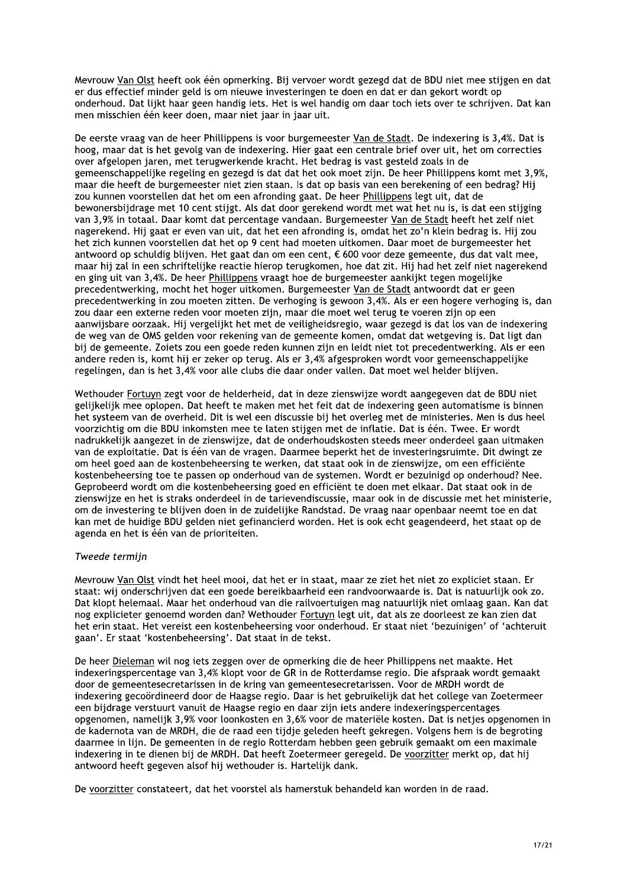Mevrouw Van Olst heeft ook één opmerking. Bij vervoer wordt gezegd dat de BDU niet mee stijgen en dat er dus effectief minder geld is om nieuwe investeringen te doen en dat er dan gekort wordt op onderhoud. Dat lijkt haar geen handig iets. Het is wel handig om daar toch iets over te schrijven. Dat kan men misschien één keer doen, maar niet jaar in jaar uit.

De eerste vraag van de heer Phillippens is voor burgemeester Van de Stadt. De indexering is 3,4%. Dat is hoog, maar dat is het gevolg van de indexering. Hier gaat een centrale brief over uit, het om correcties over afgelopen jaren, met terugwerkende kracht. Het bedrag is vast gesteld zoals in de gemeenschappelijke regeling en gezegd is dat dat het ook moet zijn. De heer Phillippens komt met 3,9%, maar die heeft de burgemeester niet zien staan. Is dat op basis van een berekening of een bedrag? Hij zou kunnen voorstellen dat het om een afronding gaat. De heer Phillippens legt uit, dat de bewonersbijdrage met 10 cent stijgt. Als dat door gerekend wordt met wat het nu is, is dat een stijging van 3,9% in totaal. Daar komt dat percentage vandaan. Burgemeester Van de Stadt heeft het zelf niet nagerekend. Hij gaat er even van uit, dat het een afronding is, omdat het zo'n klein bedrag is. Hij zou het zich kunnen voorstellen dat het op 9 cent had moeten uitkomen. Daar moet de burgemeester het antwoord op schuldig blijven. Het gaat dan om een cent, € 600 voor deze gemeente, dus dat valt mee, maar hij zal in een schriftelijke reactie hierop terugkomen, hoe dat zit. Hij had het zelf niet nagerekend en ging uit van 3,4%. De heer Phillippens vraagt hoe de burgemeester aankijkt tegen mogelijke precedentwerking, mocht het hoger uitkomen. Burgemeester Van de Stadt antwoordt dat er geen precedentwerking in zou moeten zitten. De verhoging is gewoon 3,4%. Als er een hogere verhoging is, dan zou daar een externe reden voor moeten zijn, maar die moet wel terug te voeren zijn op een aanwijsbare oorzaak. Hij vergelijkt het met de veiligheidsregio, waar gezegd is dat los van de indexering de weg van de OMS gelden voor rekening van de gemeente komen, omdat dat wetgeving is. Dat ligt dan bij de gemeente. Zoiets zou een goede reden kunnen zijn en leidt niet tot precedentwerking. Als er een andere reden is, komt hij er zeker op terug. Als er 3,4% afgesproken wordt voor gemeenschappelijke regelingen, dan is het 3,4% voor alle clubs die daar onder vallen. Dat moet wel helder blijven.

Wethouder Fortuyn zegt voor de helderheid, dat in deze zienswijze wordt aangegeven dat de BDU niet gelijkelijk mee oplopen. Dat heeft te maken met het feit dat de indexering geen automatisme is binnen het systeem van de overheid. Dit is wel een discussie bij het overleg met de ministeries. Men is dus heel voorzichtig om die BDU inkomsten mee te laten stijgen met de inflatie. Dat is één. Twee. Er wordt nadrukkelijk aangezet in de zienswijze, dat de onderhoudskosten steeds meer onderdeel gaan uitmaken van de exploitatie. Dat is één van de vragen. Daarmee beperkt het de investeringsruimte. Dit dwingt ze om heel goed aan de kostenbeheersing te werken, dat staat ook in de zienswijze, om een efficiënte kostenbeheersing toe te passen op onderhoud van de systemen. Wordt er bezuinigd op onderhoud? Nee. Geprobeerd wordt om die kostenbeheersing goed en efficiënt te doen met elkaar. Dat staat ook in de zienswijze en het is straks onderdeel in de tarievendiscussie, maar ook in de discussie met het ministerie, om de investering te blijven doen in de zuidelijke Randstad. De vraag naar openbaar neemt toe en dat kan met de huidige BDU gelden niet gefinancierd worden. Het is ook echt geagendeerd, het staat op de agenda en het is één van de prioriteiten.

*Tweede termijn*

Mevrouw Van Olst vindt het heel mooi, dat het er in staat, maar ze ziet het niet zo expliciet staan. Er staat: wij onderschrijven dat een goede bereikbaarheid een randvoorwaarde is. Dat is natuurlijk ook zo. Dat klopt helemaal. Maar het onderhoud van die railvoertuigen mag natuurlijk niet omlaag gaan. Kan dat nog explicieter genoemd worden dan? Wethouder Fortuyn legt uit, dat als ze doorleest ze kan zien dat het erin staat. Het vereist een kostenbeheersing voor onderhoud. Er staat niet 'bezuinigen' of 'achteruit gaan'. Er staat 'kostenbeheersing'. Dat staat in de tekst.

De heer Dieleman wil nog iets zeggen over de opmerking die de heer Phillippens net maakte. Het indexeringspercentage van 3,4% klopt voor de GR in de Rotterdamse regio. Die afspraak wordt gemaakt door de gemeentesecretarissen in de kring van gemeentesecretarissen. Voor de MRDH wordt de indexering gecoördineerd door de Haagse regio. Daar is het gebruikelijk dat het college van Zoetermeer een bijdrage verstuurt vanuit de Haagse regio en daar zijn iets andere indexeringspercentages opgenomen, namelijk 3,9% voor loonkosten en 3,6% voor de materiële kosten. Dat is netjes opgenomen in de kadernota van de MRDH, die de raad een tijdje geleden heeft gekregen. Volgens hem is de begroting daarmee in lijn. De gemeenten in de regio Rotterdam hebben geen gebruik gemaakt om een maximale indexering in te dienen bij de MRDH. Dat heeft Zoetermeer geregeld. De voorzitter merkt op, dat hij antwoord heeft gegeven alsof hij wethouder is. Hartelijk dank.

De voorzitter constateert, dat het voorstel als hamerstuk behandeld kan worden in de raad.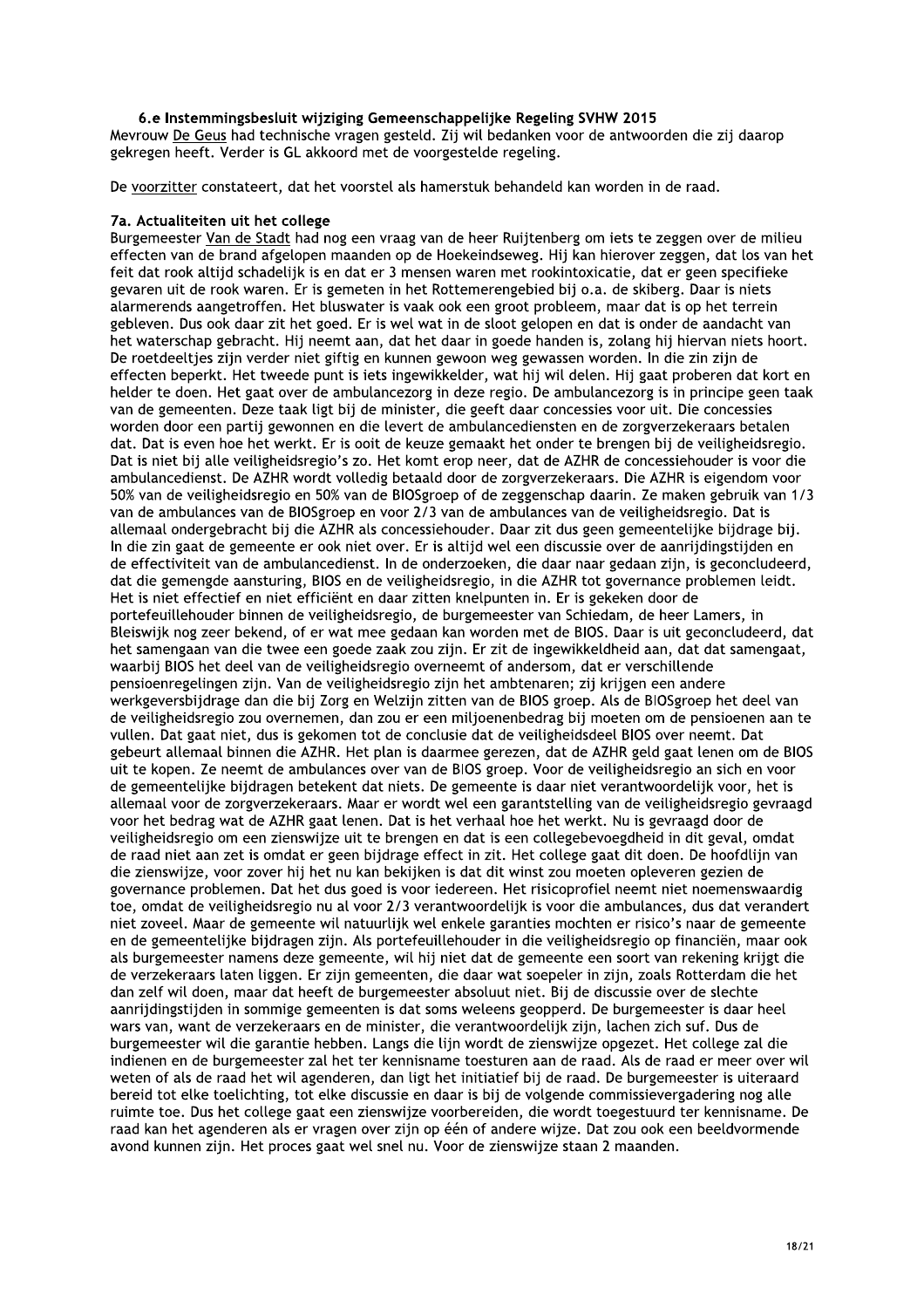### 6.e Instemmingsbesluit wijziging Gemeenschappelijke Regeling SVHW 2015

Mevrouw De Geus had technische vragen gesteld. Zij wil bedanken voor de antwoorden die zij daarop gekregen heeft. Verder is GL akkoord met de voorgestelde regeling.

De voorzitter constateert, dat het voorstel als hamerstuk behandeld kan worden in de raad.

### 7a. Actualiteiten uit het college

Burgemeester Van de Stadt had nog een vraag van de heer Ruijtenberg om iets te zeggen over de milieu effecten van de brand afgelopen maanden op de Hoekeindseweg. Hij kan hierover zeggen, dat los van het feit dat rook altijd schadelijk is en dat er 3 mensen waren met rookintoxicatie, dat er geen specifieke gevaren uit de rook waren. Er is gemeten in het Rottemerengebied bij o.a. de skiberg. Daar is niets alarmerends aangetroffen. Het bluswater is vaak ook een groot probleem, maar dat is op het terrein gebleven. Dus ook daar zit het goed. Er is wel wat in de sloot gelopen en dat is onder de aandacht van het waterschap gebracht. Hij neemt aan, dat het daar in goede handen is, zolang hij hiervan niets hoort. De roetdeeltjes zijn verder niet giftig en kunnen gewoon weg gewassen worden. In die zin zijn de effecten beperkt. Het tweede punt is iets ingewikkelder, wat hij wil delen. Hij gaat proberen dat kort en helder te doen. Het gaat over de ambulancezorg in deze regio. De ambulancezorg is in principe geen taak van de gemeenten. Deze taak ligt bij de minister, die geeft daar concessies voor uit. Die concessies worden door een partij gewonnen en die levert de ambulancediensten en de zorgverzekeraars betalen dat. Dat is even hoe het werkt. Er is ooit de keuze gemaakt het onder te brengen bij de veiligheidsregio. Dat is niet bij alle veiligheidsregio's zo. Het komt erop neer, dat de AZHR de concessiehouder is voor die ambulancedienst. De AZHR wordt volledig betaald door de zorgverzekeraars. Die AZHR is eigendom voor 50% van de veiligheidsregio en 50% van de BIOSgroep of de zeggenschap daarin. Ze maken gebruik van 1/3 van de ambulances van de BIOSgroep en voor 2/3 van de ambulances van de veiligheidsregio. Dat is allemaal ondergebracht bij die AZHR als concessiehouder. Daar zit dus geen gemeentelijke bijdrage bij. In die zin gaat de gemeente er ook niet over. Er is altijd wel een discussie over de aanrijdingstijden en de effectiviteit van de ambulancedienst. In de onderzoeken, die daar naar gedaan zijn, is geconcludeerd, dat die gemengde aansturing, BIOS en de veiligheidsregio, in die AZHR tot governance problemen leidt. Het is niet effectief en niet efficiënt en daar zitten knelpunten in. Er is gekeken door de portefeuillehouder binnen de veiligheidsregio, de burgemeester van Schiedam, de heer Lamers, in Bleiswijk nog zeer bekend, of er wat mee gedaan kan worden met de BIOS. Daar is uit geconcludeerd, dat het samengaan van die twee een goede zaak zou zijn. Er zit de ingewikkeldheid aan, dat dat samengaat, waarbij BIOS het deel van de veiligheidsregio overneemt of andersom, dat er verschillende pensioenregelingen zijn. Van de veiligheidsregio zijn het ambtenaren; zij krijgen een andere werkgeversbijdrage dan die bij Zorg en Welzijn zitten van de BIOS groep. Als de BIOSgroep het deel van de veiligheidsregio zou overnemen, dan zou er een miljoenenbedrag bij moeten om de pensioenen aan te vullen. Dat gaat niet, dus is gekomen tot de conclusie dat de veiligheidsdeel BIOS over neemt. Dat gebeurt allemaal binnen die AZHR. Het plan is daarmee gerezen, dat de AZHR geld gaat lenen om de BIOS uit te kopen. Ze neemt de ambulances over van de BIOS groep. Voor de veiligheidsregio an sich en voor de gemeentelijke bijdragen betekent dat niets. De gemeente is daar niet verantwoordelijk voor, het is allemaal voor de zorgverzekeraars. Maar er wordt wel een garantstelling van de veiligheidsregio gevraagd voor het bedrag wat de AZHR gaat lenen. Dat is het verhaal hoe het werkt. Nu is gevraagd door de veiligheidsregio om een zienswijze uit te brengen en dat is een collegebevoegdheid in dit geval, omdat de raad niet aan zet is omdat er geen bijdrage effect in zit. Het college gaat dit doen. De hoofdlijn van die zienswijze, voor zover hij het nu kan bekijken is dat dit winst zou moeten opleveren gezien de governance problemen. Dat het dus goed is voor iedereen. Het risicoprofiel neemt niet noemenswaardig toe, omdat de veiligheidsregio nu al voor 2/3 verantwoordelijk is voor die ambulances, dus dat verandert niet zoveel. Maar de gemeente wil natuurlijk wel enkele garanties mochten er risico's naar de gemeente en de gemeentelijke bijdragen zijn. Als portefeuillehouder in die veiligheidsregio op financiën, maar ook als burgemeester namens deze gemeente, wil hij niet dat de gemeente een soort van rekening krijgt die de verzekeraars laten liggen. Er zijn gemeenten, die daar wat soepeler in zijn, zoals Rotterdam die het dan zelf wil doen, maar dat heeft de burgemeester absoluut niet. Bij de discussie over de slechte aanrijdingstijden in sommige gemeenten is dat soms weleens geopperd. De burgemeester is daar heel wars van, want de verzekeraars en de minister, die verantwoordelijk zijn, lachen zich suf. Dus de burgemeester wil die garantie hebben. Langs die lijn wordt de zienswijze opgezet. Het college zal die indienen en de burgemeester zal het ter kennisname toesturen aan de raad. Als de raad er meer over wil weten of als de raad het wil agenderen, dan ligt het initiatief bij de raad. De burgemeester is uiteraard bereid tot elke toelichting, tot elke discussie en daar is bij de volgende commissievergadering nog alle ruimte toe. Dus het college gaat een zienswijze voorbereiden, die wordt toegestuurd ter kennisname. De raad kan het agenderen als er vragen over zijn op één of andere wijze. Dat zou ook een beeldvormende avond kunnen zijn. Het proces gaat wel snel nu. Voor de zienswijze staan 2 maanden.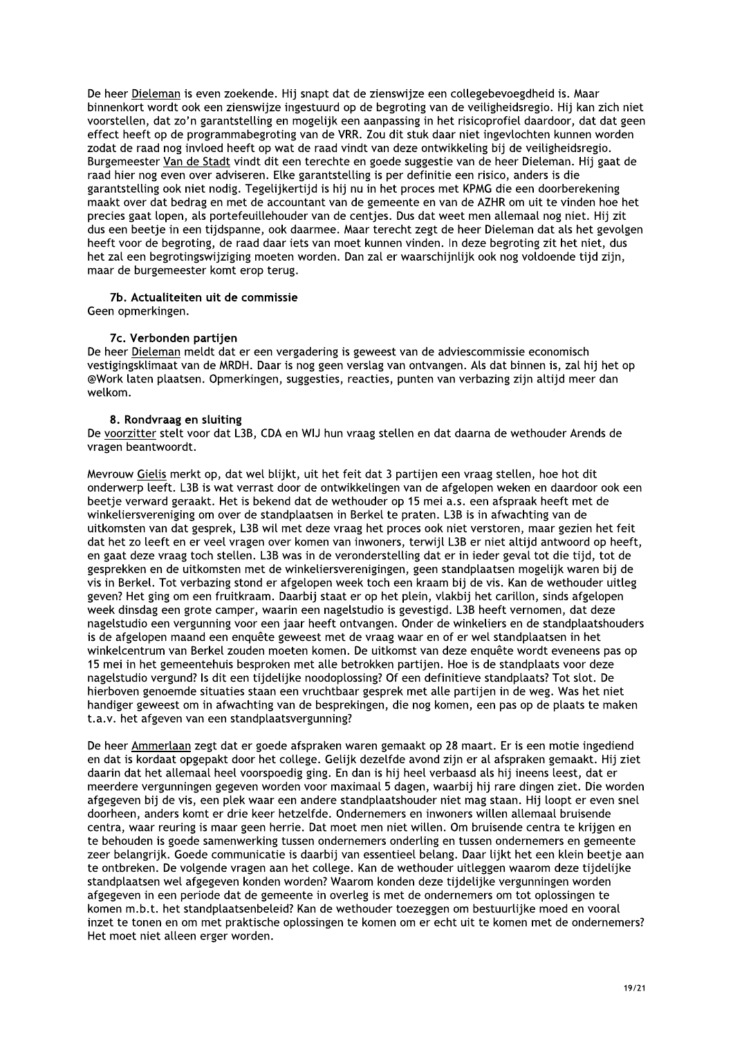De heer Dieleman is even zoekende. Hij snapt dat de zienswijze een collegebevoegdheid is. Maar binnenkort wordt ook een zienswijze ingestuurd op de begroting van de veiligheidsregio. Hij kan zich niet voorstellen, dat zo'n garantstelling en mogelijk een aanpassing in het risicoprofiel daardoor, dat dat geen effect heeft op de programmabegroting van de VRR. Zou dit stuk daar niet ingevlochten kunnen worden zodat de raad nog invloed heeft op wat de raad vindt van deze ontwikkeling bij de veiligheidsregio. Burgemeester Van de Stadt vindt dit een terechte en goede suggestie van de heer Dieleman. Hij gaat de raad hier nog even over adviseren. Elke garantstelling is per definitie een risico, anders is die garantstelling ook niet nodig. Tegelijkertijd is hij nu in het proces met KPMG die een doorberekening maakt over dat bedrag en met de accountant van de gemeente en van de AZHR om uit te vinden hoe het precies gaat lopen, als portefeuillehouder van de centjes. Dus dat weet men allemaal nog niet. Hij zit dus een beetje in een tijdspanne, ook daarmee. Maar terecht zegt de heer Dieleman dat als het gevolgen heeft voor de begroting, de raad daar iets van moet kunnen vinden. In deze begroting zit het niet, dus het zal een begrotingswijziging moeten worden. Dan zal er waarschijnlijk ook nog voldoende tijd zijn, maar de burgemeester komt erop terug.

### 7b. Actualiteiten uit de commissie

Geen opmerkingen.

### 7c. Verbonden partijen

De heer Dieleman meldt dat er een vergadering is geweest van de adviescommissie economisch vestigingsklimaat van de MRDH. Daar is nog geen verslag van ontvangen. Als dat binnen is, zal hij het op @Work laten plaatsen. Opmerkingen, suggesties, reacties, punten van verbazing zijn altijd meer dan welkom.

### 8. Rondvraag en sluiting

De voorzitter stelt voor dat L3B, CDA en WIJ hun vraag stellen en dat daarna de wethouder Arends de vragen beantwoordt.

Mevrouw Gielis merkt op, dat wel blijkt, uit het feit dat 3 partijen een vraag stellen, hoe hot dit onderwerp leeft. L3B is wat verrast door de ontwikkelingen van de afgelopen weken en daardoor ook een beetje verward geraakt. Het is bekend dat de wethouder op 15 mei a.s. een afspraak heeft met de winkeliersvereniging om over de standplaatsen in Berkel te praten. L3B is in afwachting van de uitkomsten van dat gesprek, L3B wil met deze vraag het proces ook niet verstoren, maar gezien het feit dat het zo leeft en er veel vragen over komen van inwoners, terwijl L3B er niet altijd antwoord op heeft, en gaat deze vraag toch stellen. L3B was in de veronderstelling dat er in ieder geval tot die tijd, tot de gesprekken en de uitkomsten met de winkeliersverenigingen, geen standplaatsen mogelijk waren bij de vis in Berkel. Tot verbazing stond er afgelopen week toch een kraam bij de vis. Kan de wethouder uitleg geven? Het ging om een fruitkraam. Daarbij staat er op het plein, vlakbij het carillon, sinds afgelopen week dinsdag een grote camper, waarin een nagelstudio is gevestigd. L3B heeft vernomen, dat deze nagelstudio een vergunning voor een jaar heeft ontvangen. Onder de winkeliers en de standplaatshouders is de afgelopen maand een enquête geweest met de vraag waar en of er wel standplaatsen in het winkelcentrum van Berkel zouden moeten komen. De uitkomst van deze enquête wordt eveneens pas op 15 mei in het gemeentehuis besproken met alle betrokken partijen. Hoe is de standplaats voor deze nagelstudio vergund? Is dit een tijdelijke noodoplossing? Of een definitieve standplaats? Tot slot. De hierboven genoemde situaties staan een vruchtbaar gesprek met alle partijen in de weg. Was het niet handiger geweest om in afwachting van de besprekingen, die nog komen, een pas op de plaats te maken t.a.v. het afgeven van een standplaatsvergunning?

De heer Ammerlaan zegt dat er goede afspraken waren gemaakt op 28 maart. Er is een motie ingediend en dat is kordaat opgepakt door het college. Gelijk dezelfde avond zijn er al afspraken gemaakt. Hij ziet daarin dat het allemaal heel voorspoedig ging. En dan is hij heel verbaasd als hij ineens leest, dat er meerdere vergunningen gegeven worden voor maximaal 5 dagen, waarbij hij rare dingen ziet. Die worden afgegeven bij de vis, een plek waar een andere standplaatshouder niet mag staan. Hij loopt er even snel doorheen, anders komt er drie keer hetzelfde. Ondernemers en inwoners willen allemaal bruisende centra, waar reuring is maar geen herrie. Dat moet men niet willen. Om bruisende centra te krijgen en te behouden is goede samenwerking tussen ondernemers onderling en tussen ondernemers en gemeente zeer belangrijk. Goede communicatie is daarbij van essentieel belang. Daar lijkt het een klein beetje aan te ontbreken. De volgende vragen aan het college. Kan de wethouder uitleggen waarom deze tijdelijke standplaatsen wel afgegeven konden worden? Waarom konden deze tijdelijke vergunningen worden afgegeven in een periode dat de gemeente in overleg is met de ondernemers om tot oplossingen te komen m.b.t. het standplaatsenbeleid? Kan de wethouder toezeggen om bestuurlijke moed en vooral inzet te tonen en om met praktische oplossingen te komen om er echt uit te komen met de ondernemers? Het moet niet alleen erger worden.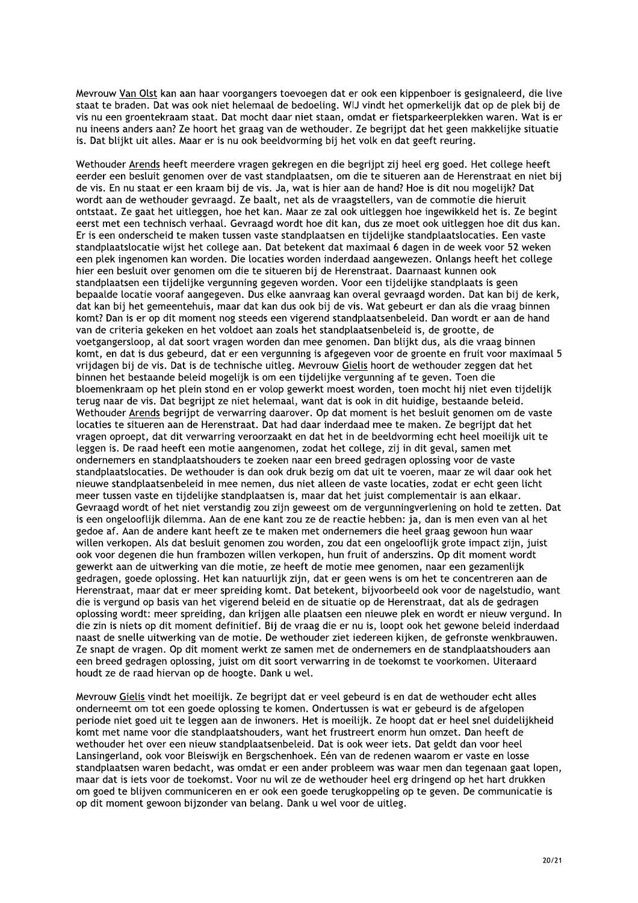Mevrouw Van Olst kan aan haar voorgangers toevoegen dat er ook een kippenboer is gesignaleerd, die live staat te braden. Dat was ook niet helemaal de bedoeling. WIJ vindt het opmerkelijk dat op de plek bij de vis nu een groentekraam staat. Dat mocht daar niet staan, omdat er fietsparkeerplekken waren. Wat is er nu ineens anders aan? Ze hoort het graag van de wethouder. Ze begrijpt dat het geen makkelijke situatie is. Dat blijkt uit alles. Maar er is nu ook beeldvorming bij het volk en dat geeft reuring.

Wethouder Arends heeft meerdere vragen gekregen en die begrijpt zij heel erg goed. Het college heeft eerder een besluit genomen over de vast standplaatsen, om die te situeren aan de Herenstraat en niet bij de vis. En nu staat er een kraam bij de vis. Ja, wat is hier aan de hand? Hoe is dit nou mogelijk? Dat wordt aan de wethouder gevraagd. Ze baalt, net als de vraagstellers, van de commotie die hieruit ontstaat. Ze gaat het uitleggen, hoe het kan. Maar ze zal ook uitleggen hoe ingewikkeld het is. Ze begint eerst met een technisch verhaal. Gevraagd wordt hoe dit kan, dus ze moet ook uitleggen hoe dit dus kan. Er is een onderscheid te maken tussen vaste standplaatsen en tijdelijke standplaatslocaties. Een vaste standplaatslocatie wijst het college aan. Dat betekent dat maximaal 6 dagen in de week voor 52 weken een plek ingenomen kan worden. Die locaties worden inderdaad aangewezen. Onlangs heeft het college hier een besluit over genomen om die te situeren bij de Herenstraat. Daarnaast kunnen ook standplaatsen een tijdelijke vergunning gegeven worden. Voor een tijdelijke standplaats is geen bepaalde locatie vooraf aangegeven. Dus elke aanvraag kan overal gevraagd worden. Dat kan bij de kerk, dat kan bij het gemeentehuis, maar dat kan dus ook bij de vis. Wat gebeurt er dan als die vraag binnen komt? Dan is er op dit moment nog steeds een vigerend standplaatsenbeleid. Dan wordt er aan de hand van de criteria gekeken en het voldoet aan zoals het standplaatsenbeleid is, de grootte, de voetgangersloop, al dat soort vragen worden dan mee genomen. Dan blijkt dus, als die vraag binnen komt, en dat is dus gebeurd, dat er een vergunning is afgegeven voor de groente en fruit voor maximaal 5 vrijdagen bij de vis. Dat is de technische uitleg. Mevrouw Gielis hoort de wethouder zeggen dat het binnen het bestaande beleid mogelijk is om een tijdelijke vergunning af te geven. Toen die bloemenkraam op het plein stond en er volop gewerkt moest worden, toen mocht hij niet even tijdelijk terug naar de vis. Dat begrijpt ze niet helemaal, want dat is ook in dit huidige, bestaande beleid. Wethouder Arends begrijpt de verwarring daarover. Op dat moment is het besluit genomen om de vaste locaties te situeren aan de Herenstraat. Dat had daar inderdaad mee te maken. Ze begrijpt dat het vragen oproept, dat dit verwarring veroorzaakt en dat het in de beeldvorming echt heel moeilijk uit te leggen is. De raad heeft een motie aangenomen, zodat het college, zij in dit geval, samen met ondernemers en standplaatshouders te zoeken naar een breed gedragen oplossing voor de vaste standplaatslocaties. De wethouder is dan ook druk bezig om dat uit te voeren, maar ze wil daar ook het nieuwe standplaatsenbeleid in mee nemen, dus niet alleen de vaste locaties, zodat er echt geen licht meer tussen vaste en tijdelijke standplaatsen is, maar dat het juist complementair is aan elkaar. Gevraagd wordt of het niet verstandig zou zijn geweest om de vergunningverlening on hold te zetten. Dat is een ongelooflijk dilemma. Aan de ene kant zou ze de reactie hebben: ja, dan is men even van al het gedoe af. Aan de andere kant heeft ze te maken met ondernemers die heel graag gewoon hun waar willen verkopen. Als dat besluit genomen zou worden, zou dat een ongelooflijk grote impact zijn, juist ook voor degenen die hun frambozen willen verkopen, hun fruit of anderszins. Op dit moment wordt gewerkt aan de uitwerking van die motie, ze heeft de motie mee genomen, naar een gezamenlijk gedragen, goede oplossing. Het kan natuurlijk zijn, dat er geen wens is om het te concentreren aan de Herenstraat, maar dat er meer spreiding komt. Dat betekent, bijvoorbeeld ook voor de nagelstudio, want die is vergund op basis van het vigerend beleid en de situatie op de Herenstraat, dat als de gedragen oplossing wordt: meer spreiding, dan krijgen alle plaatsen een nieuwe plek en wordt er nieuw vergund. In die zin is niets op dit moment definitief. Bij de vraag die er nu is, loopt ook het gewone beleid inderdaad naast de snelle uitwerking van de motie. De wethouder ziet iedereen kijken, de gefronste wenkbrauwen. Ze snapt de vragen. Op dit moment werkt ze samen met de ondernemers en de standplaatshouders aan een breed gedragen oplossing, juist om dit soort verwarring in de toekomst te voorkomen. Uiteraard houdt ze de raad hiervan op de hoogte. Dank u wel.

Mevrouw Gielis vindt het moeilijk. Ze begrijpt dat er veel gebeurd is en dat de wethouder echt alles onderneemt om tot een goede oplossing te komen. Ondertussen is wat er gebeurd is de afgelopen periode niet goed uit te leggen aan de inwoners. Het is moeilijk. Ze hoopt dat er heel snel duidelijkheid komt met name voor die standplaatshouders, want het frustreert enorm hun omzet. Dan heeft de wethouder het over een nieuw standplaatsenbeleid. Dat is ook weer iets. Dat geldt dan voor heel Lansingerland, ook voor Bleiswijk en Bergschenhoek. Eén van de redenen waarom er vaste en losse standplaatsen waren bedacht, was omdat er een ander probleem was waar men dan tegenaan gaat lopen, maar dat is iets voor de toekomst. Voor nu wil ze de wethouder heel erg dringend op het hart drukken om goed te blijven communiceren en er ook een goede terugkoppeling op te geven. De communicatie is op dit moment gewoon bijzonder van belang. Dank u wel voor de uitleg.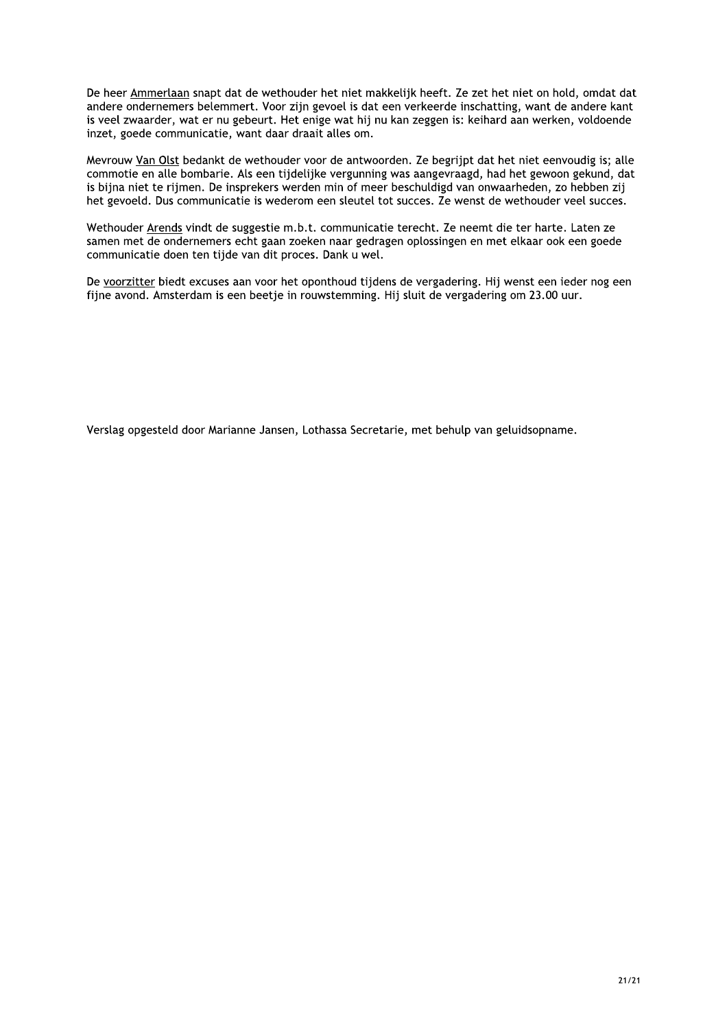De heer Ammerlaan snapt dat de wethouder het niet makkelijk heeft. Ze zet het niet on hold, omdat dat andere ondernemers belemmert. Voor zijn gevoel is dat een verkeerde inschatting, want de andere kant is veel zwaarder, wat er nu gebeurt. Het enige wat hij nu kan zeggen is: keihard aan werken, voldoende inzet, goede communicatie, want daar draait alles om.

Mevrouw Van Olst bedankt de wethouder voor de antwoorden. Ze begrijpt dat het niet eenvoudig is; alle commotie en alle bombarie. Als een tijdelijke vergunning was aangevraagd, had het gewoon gekund, dat is bijna niet te rijmen. De insprekers werden min of meer beschuldigd van onwaarheden, zo hebben zij het gevoeld. Dus communicatie is wederom een sleutel tot succes. Ze wenst de wethouder veel succes.

Wethouder Arends vindt de suggestie m.b.t. communicatie terecht. Ze neemt die ter harte. Laten ze samen met de ondernemers echt gaan zoeken naar gedragen oplossingen en met elkaar ook een goede communicatie doen ten tijde van dit proces. Dank u wel.

De voorzitter biedt excuses aan voor het oponthoud tijdens de vergadering. Hij wenst een ieder nog een fijne avond. Amsterdam is een beetje in rouwstemming. Hij sluit de vergadering om 23.00 uur.

Verslag opgesteld door Marianne Jansen, Lothassa Secretarie, met behulp van geluidsopname.